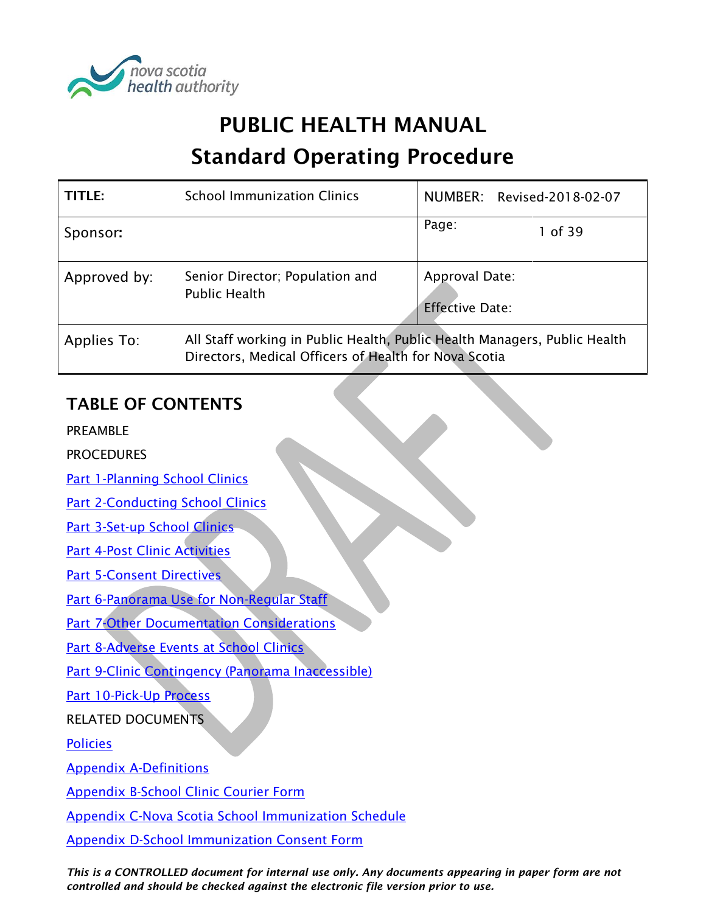nova scotia health authority

# PUBLIC HEALTH MANUAL
# Standard Operating Procedure

| TITLE: | School Immunization Clinics | NUMBER: Revised-2018-02-07 |
|---|---|---|
| Sponsor: | | Page: 1 of 39 |
| Approved by: | Senior Director; Population and Public Health | Approval Date:<br>Effective Date: |
| Applies To: | All Staff working in Public Health, Public Health Managers, Public Health Directors, Medical Officers of Health for Nova Scotia | |

## TABLE OF CONTENTS

PREAMBLE

PROCEDURES

Part 1-Planning School Clinics

Part 2-Conducting School Clinics

Part 3-Set-up School Clinics

Part 4-Post Clinic Activities

Part 5-Consent Directives

Part 6-Panorama Use for Non-Regular Staff

Part 7-Other Documentation Considerations

Part 8-Adverse Events at School Clinics

Part 9-Clinic Contingency (Panorama Inaccessible)

Part 10-Pick-Up Process

RELATED DOCUMENTS

Policies

Appendix A-Definitions

Appendix B-School Clinic Courier Form

Appendix C-Nova Scotia School Immunization Schedule

Appendix D-School Immunization Consent Form

*This is a CONTROLLED document for internal use only. Any documents appearing in paper form are not controlled and should be checked against the electronic file version prior to use.*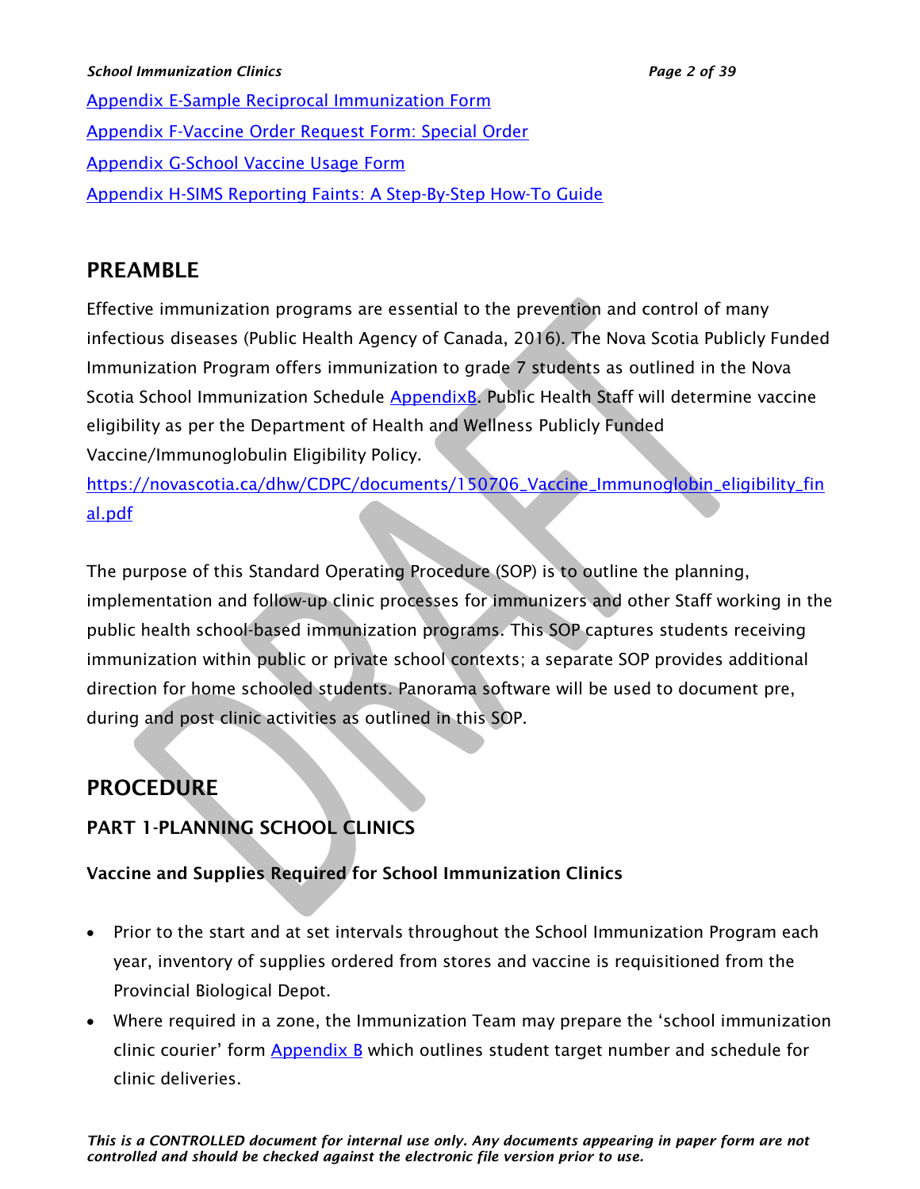[Appendix E-Sample Reciprocal Immunization Form](#)

[Appendix F-Vaccine Order Request Form: Special Order](#)

[Appendix G-School Vaccine Usage Form](#)

[Appendix H-SIMS Reporting Faints: A Step-By-Step How-To Guide](#)

## PREAMBLE

Effective immunization programs are essential to the prevention and control of many infectious diseases (Public Health Agency of Canada, 2016). The Nova Scotia Publicly Funded Immunization Program offers immunization to grade 7 students as outlined in the Nova Scotia School Immunization Schedule [AppendixB](#). Public Health Staff will determine vaccine eligibility as per the Department of Health and Wellness Publicly Funded Vaccine/Immunoglobulin Eligibility Policy.
[https://novascotia.ca/dhw/CDPC/documents/150706_Vaccine_Immunoglobin_eligibility_final.pdf](https://novascotia.ca/dhw/CDPC/documents/150706_Vaccine_Immunoglobin_eligibility_final.pdf)

The purpose of this Standard Operating Procedure (SOP) is to outline the planning, implementation and follow-up clinic processes for immunizers and other Staff working in the public health school-based immunization programs. This SOP captures students receiving immunization within public or private school contexts; a separate SOP provides additional direction for home schooled students. Panorama software will be used to document pre, during and post clinic activities as outlined in this SOP.

## PROCEDURE

### PART 1-PLANNING SCHOOL CLINICS

#### Vaccine and Supplies Required for School Immunization Clinics

- Prior to the start and at set intervals throughout the School Immunization Program each year, inventory of supplies ordered from stores and vaccine is requisitioned from the Provincial Biological Depot.
- Where required in a zone, the Immunization Team may prepare the 'school immunization clinic courier' form [Appendix B](#) which outlines student target number and schedule for clinic deliveries.

*This is a CONTROLLED document for internal use only. Any documents appearing in paper form are not controlled and should be checked against the electronic file version prior to use.*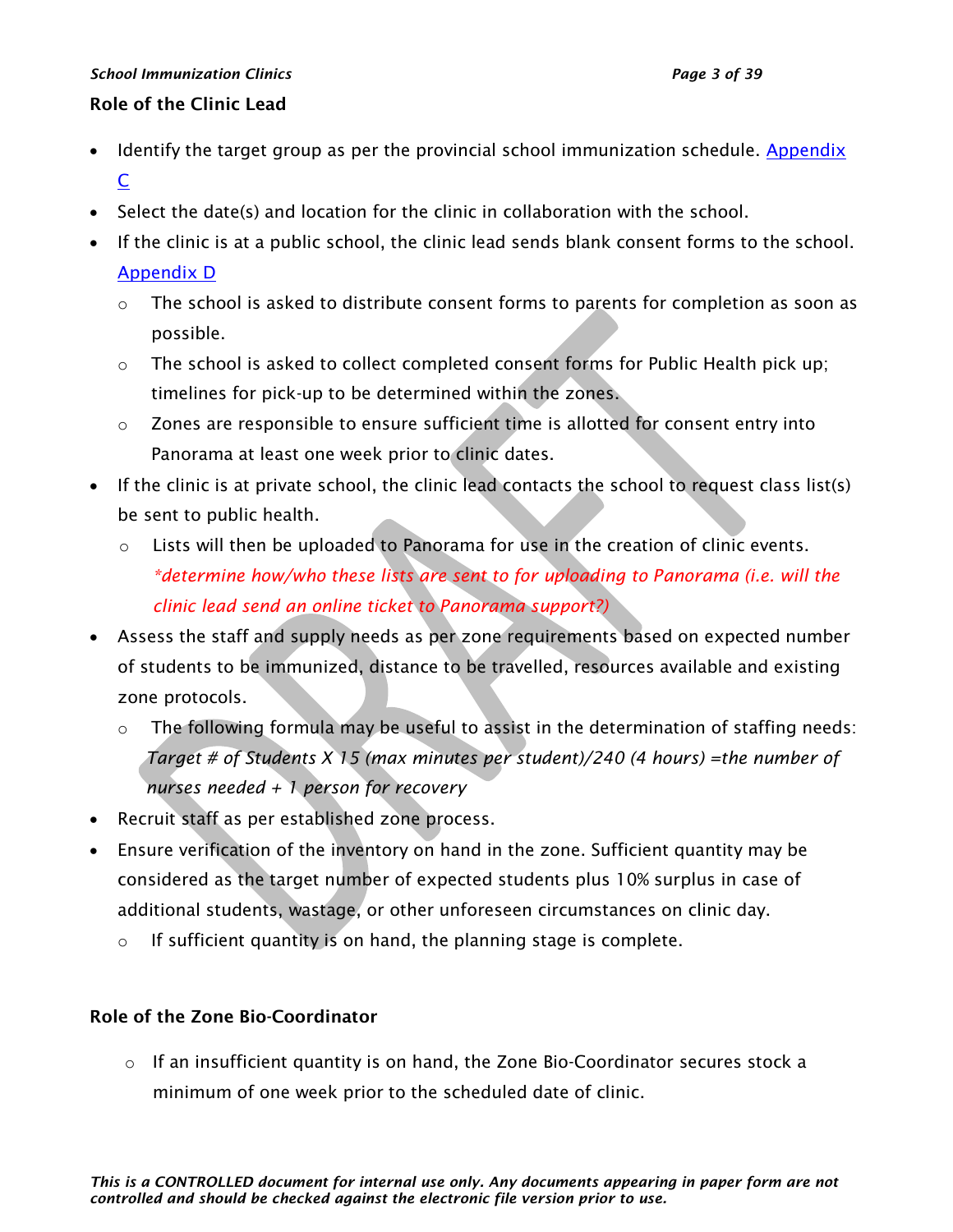## Role of the Clinic Lead

- Identify the target group as per the provincial school immunization schedule. Appendix C
- Select the date(s) and location for the clinic in collaboration with the school.
- If the clinic is at a public school, the clinic lead sends blank consent forms to the school. Appendix D
  - The school is asked to distribute consent forms to parents for completion as soon as possible.
  - The school is asked to collect completed consent forms for Public Health pick up; timelines for pick-up to be determined within the zones.
  - Zones are responsible to ensure sufficient time is allotted for consent entry into Panorama at least one week prior to clinic dates.
- If the clinic is at private school, the clinic lead contacts the school to request class list(s) be sent to public health.
  - Lists will then be uploaded to Panorama for use in the creation of clinic events. *\*determine how/who these lists are sent to for uploading to Panorama (i.e. will the clinic lead send an online ticket to Panorama support?)*
- Assess the staff and supply needs as per zone requirements based on expected number of students to be immunized, distance to be travelled, resources available and existing zone protocols.
  - The following formula may be useful to assist in the determination of staffing needs: *Target # of Students X 15 (max minutes per student)/240 (4 hours) =the number of nurses needed + 1 person for recovery*
- Recruit staff as per established zone process.
- Ensure verification of the inventory on hand in the zone. Sufficient quantity may be considered as the target number of expected students plus 10% surplus in case of additional students, wastage, or other unforeseen circumstances on clinic day.
  - If sufficient quantity is on hand, the planning stage is complete.

## Role of the Zone Bio-Coordinator

- If an insufficient quantity is on hand, the Zone Bio-Coordinator secures stock a minimum of one week prior to the scheduled date of clinic.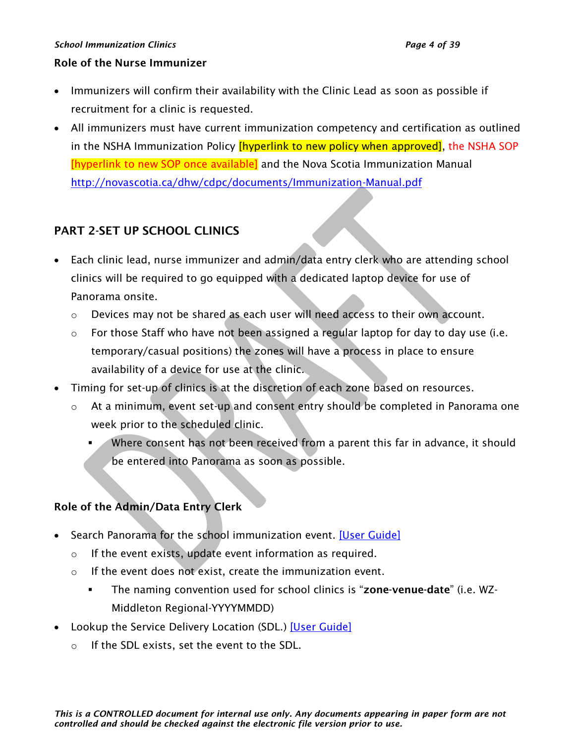### Role of the Nurse Immunizer

- Immunizers will confirm their availability with the Clinic Lead as soon as possible if recruitment for a clinic is requested.
- All immunizers must have current immunization competency and certification as outlined in the NSHA Immunization Policy [hyperlink to new policy when approved], the NSHA SOP [hyperlink to new SOP once available] and the Nova Scotia Immunization Manual http://novascotia.ca/dhw/cdpc/documents/Immunization-Manual.pdf

## PART 2-SET UP SCHOOL CLINICS

- Each clinic lead, nurse immunizer and admin/data entry clerk who are attending school clinics will be required to go equipped with a dedicated laptop device for use of Panorama onsite.
  - Devices may not be shared as each user will need access to their own account.
  - For those Staff who have not been assigned a regular laptop for day to day use (i.e. temporary/casual positions) the zones will have a process in place to ensure availability of a device for use at the clinic.
- Timing for set-up of clinics is at the discretion of each zone based on resources.
  - At a minimum, event set-up and consent entry should be completed in Panorama one week prior to the scheduled clinic.
    - Where consent has not been received from a parent this far in advance, it should be entered into Panorama as soon as possible.

### Role of the Admin/Data Entry Clerk

- Search Panorama for the school immunization event. [User Guide]
  - If the event exists, update event information as required.
  - If the event does not exist, create the immunization event.
    - The naming convention used for school clinics is "**zone-venue-date**" (i.e. WZ-Middleton Regional-YYYYMMDD)
- Lookup the Service Delivery Location (SDL.) [User Guide]
  - If the SDL exists, set the event to the SDL.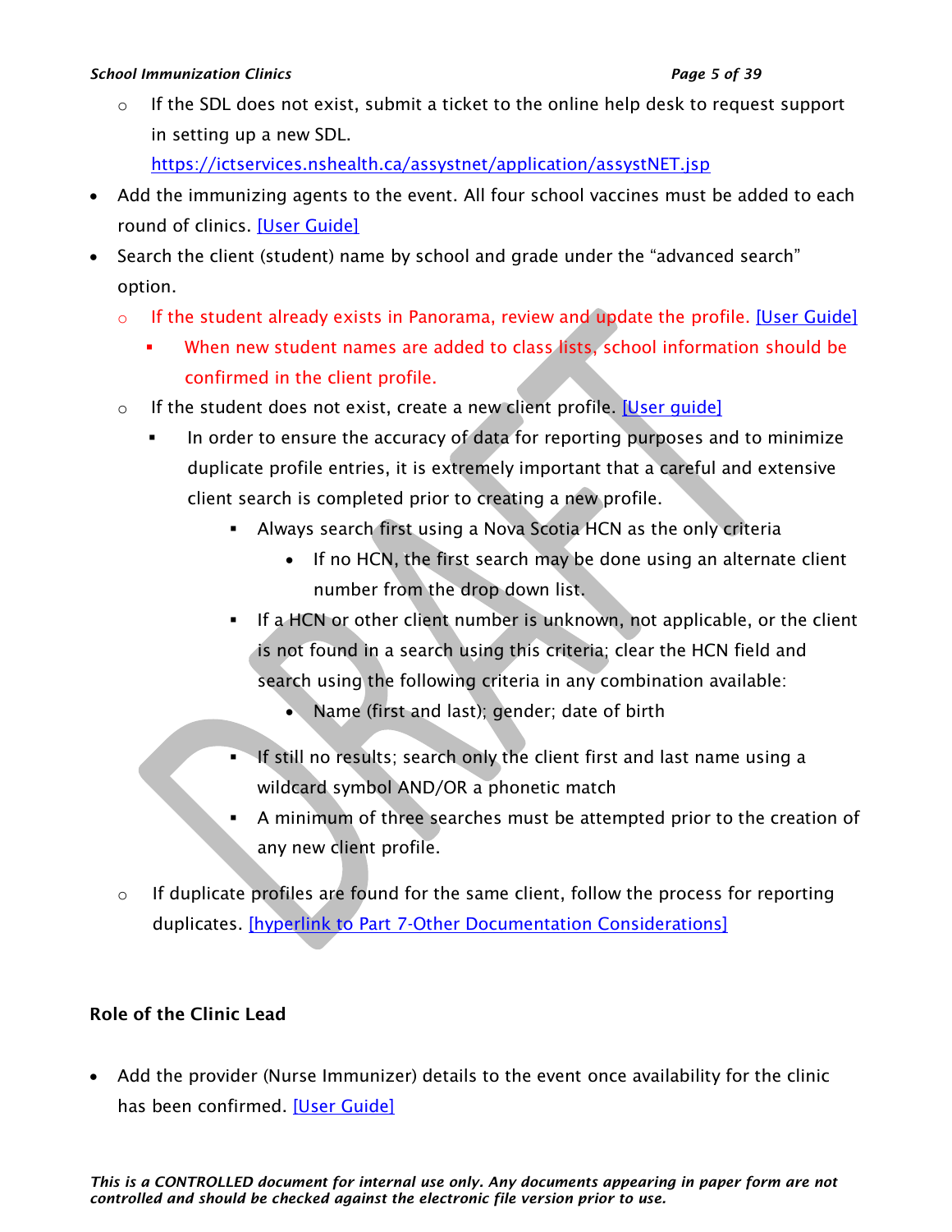- If the SDL does not exist, submit a ticket to the online help desk to request support in setting up a new SDL. https://ictservices.nshealth.ca/assystnet/application/assystNET.jsp

- Add the immunizing agents to the event. All four school vaccines must be added to each round of clinics. [User Guide]
- Search the client (student) name by school and grade under the "advanced search" option.
  - If the student already exists in Panorama, review and update the profile. [User Guide]
    - When new student names are added to class lists, school information should be confirmed in the client profile.
  - If the student does not exist, create a new client profile. [User guide]
    - In order to ensure the accuracy of data for reporting purposes and to minimize duplicate profile entries, it is extremely important that a careful and extensive client search is completed prior to creating a new profile.
      - Always search first using a Nova Scotia HCN as the only criteria
        - If no HCN, the first search may be done using an alternate client number from the drop down list.
      - If a HCN or other client number is unknown, not applicable, or the client is not found in a search using this criteria; clear the HCN field and search using the following criteria in any combination available:
        - Name (first and last); gender; date of birth
      - If still no results; search only the client first and last name using a wildcard symbol AND/OR a phonetic match
      - A minimum of three searches must be attempted prior to the creation of any new client profile.
  - If duplicate profiles are found for the same client, follow the process for reporting duplicates. [hyperlink to Part 7-Other Documentation Considerations]

### Role of the Clinic Lead

- Add the provider (Nurse Immunizer) details to the event once availability for the clinic has been confirmed. [User Guide]

*This is a CONTROLLED document for internal use only. Any documents appearing in paper form are not controlled and should be checked against the electronic file version prior to use.*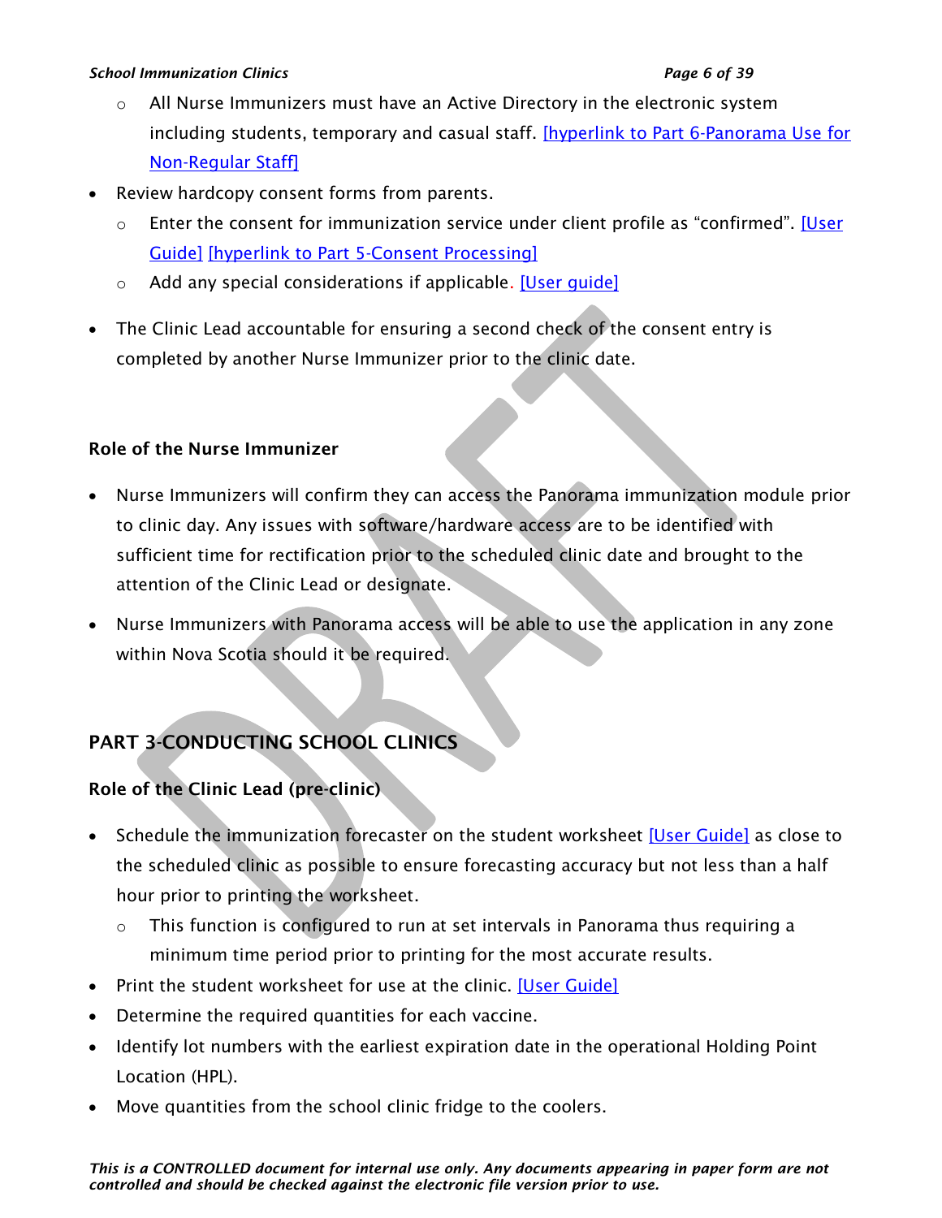- All Nurse Immunizers must have an Active Directory in the electronic system including students, temporary and casual staff. [hyperlink to Part 6-Panorama Use for Non-Regular Staff]
- Review hardcopy consent forms from parents.
  - Enter the consent for immunization service under client profile as "confirmed". [User Guide] [hyperlink to Part 5-Consent Processing]
  - Add any special considerations if applicable. [User guide]
- The Clinic Lead accountable for ensuring a second check of the consent entry is completed by another Nurse Immunizer prior to the clinic date.

**Role of the Nurse Immunizer**

- Nurse Immunizers will confirm they can access the Panorama immunization module prior to clinic day. Any issues with software/hardware access are to be identified with sufficient time for rectification prior to the scheduled clinic date and brought to the attention of the Clinic Lead or designate.
- Nurse Immunizers with Panorama access will be able to use the application in any zone within Nova Scotia should it be required.

## PART 3-CONDUCTING SCHOOL CLINICS

**Role of the Clinic Lead (pre-clinic)**

- Schedule the immunization forecaster on the student worksheet [User Guide] as close to the scheduled clinic as possible to ensure forecasting accuracy but not less than a half hour prior to printing the worksheet.
  - This function is configured to run at set intervals in Panorama thus requiring a minimum time period prior to printing for the most accurate results.
- Print the student worksheet for use at the clinic. [User Guide]
- Determine the required quantities for each vaccine.
- Identify lot numbers with the earliest expiration date in the operational Holding Point Location (HPL).
- Move quantities from the school clinic fridge to the coolers.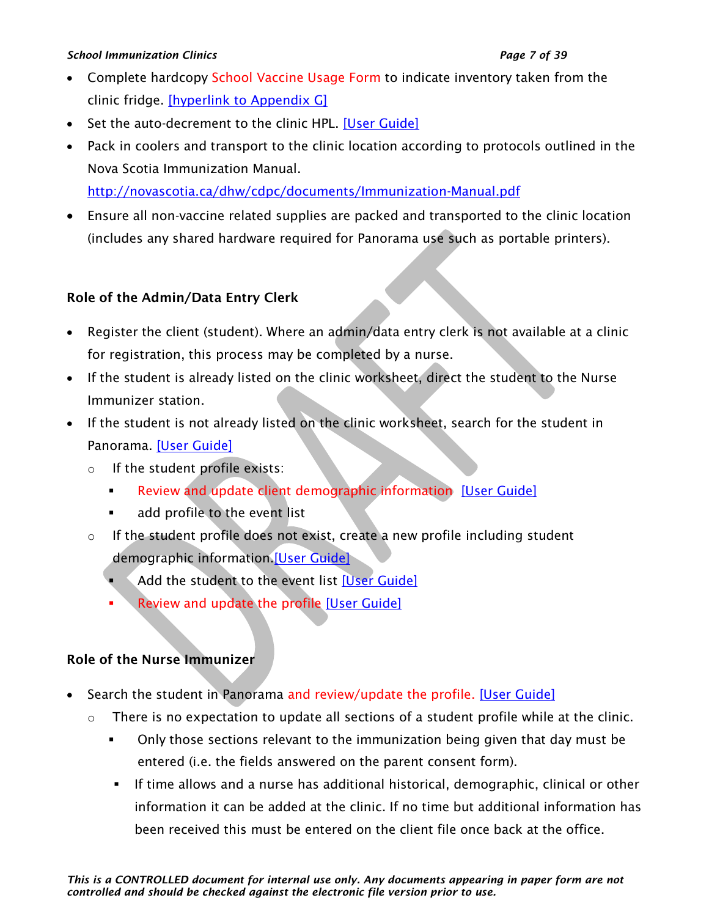- Complete hardcopy School Vaccine Usage Form to indicate inventory taken from the clinic fridge. [hyperlink to Appendix G]
- Set the auto-decrement to the clinic HPL. [User Guide]
- Pack in coolers and transport to the clinic location according to protocols outlined in the Nova Scotia Immunization Manual. http://novascotia.ca/dhw/cdpc/documents/Immunization-Manual.pdf
- Ensure all non-vaccine related supplies are packed and transported to the clinic location (includes any shared hardware required for Panorama use such as portable printers).

**Role of the Admin/Data Entry Clerk**

- Register the client (student). Where an admin/data entry clerk is not available at a clinic for registration, this process may be completed by a nurse.
- If the student is already listed on the clinic worksheet, direct the student to the Nurse Immunizer station.
- If the student is not already listed on the clinic worksheet, search for the student in Panorama. [User Guide]
  - If the student profile exists:
    - Review and update client demographic information [User Guide]
    - add profile to the event list
  - If the student profile does not exist, create a new profile including student demographic information.[User Guide]
    - Add the student to the event list [User Guide]
    - Review and update the profile [User Guide]

**Role of the Nurse Immunizer**

- Search the student in Panorama and review/update the profile. [User Guide]
  - There is no expectation to update all sections of a student profile while at the clinic.
    - Only those sections relevant to the immunization being given that day must be entered (i.e. the fields answered on the parent consent form).
    - If time allows and a nurse has additional historical, demographic, clinical or other information it can be added at the clinic. If no time but additional information has been received this must be entered on the client file once back at the office.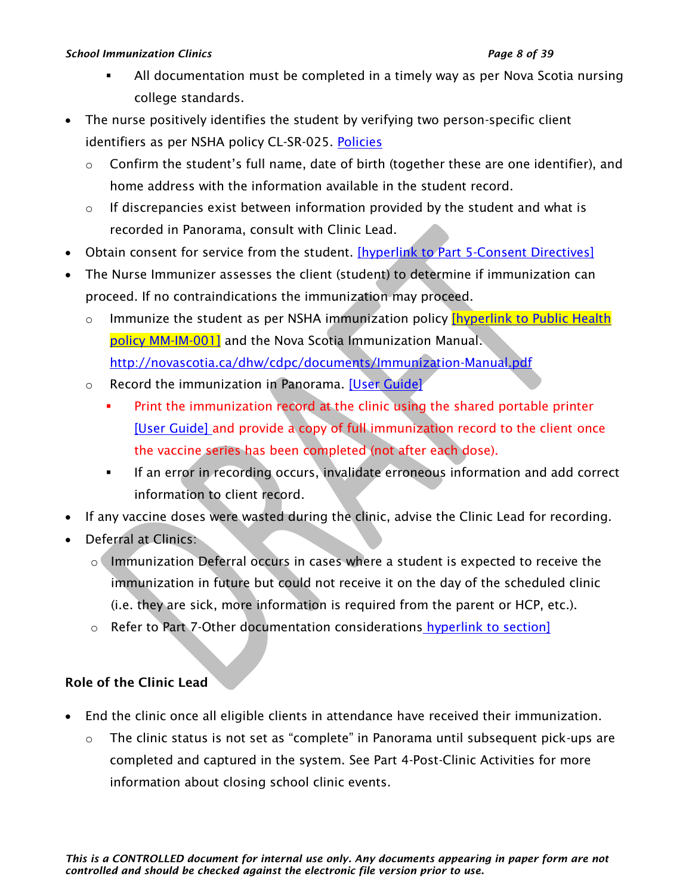- All documentation must be completed in a timely way as per Nova Scotia nursing college standards.

- The nurse positively identifies the student by verifying two person-specific client identifiers as per NSHA policy CL-SR-025. Policies
    - Confirm the student's full name, date of birth (together these are one identifier), and home address with the information available in the student record.
    - If discrepancies exist between information provided by the student and what is recorded in Panorama, consult with Clinic Lead.
- Obtain consent for service from the student. [hyperlink to Part 5-Consent Directives]
- The Nurse Immunizer assesses the client (student) to determine if immunization can proceed. If no contraindications the immunization may proceed.
    - Immunize the student as per NSHA immunization policy [hyperlink to Public Health policy MM-IM-001] and the Nova Scotia Immunization Manual. http://novascotia.ca/dhw/cdpc/documents/Immunization-Manual.pdf
    - Record the immunization in Panorama. [User Guide]
        - Print the immunization record at the clinic using the shared portable printer [User Guide] and provide a copy of full immunization record to the client once the vaccine series has been completed (not after each dose).
        - If an error in recording occurs, invalidate erroneous information and add correct information to client record.
- If any vaccine doses were wasted during the clinic, advise the Clinic Lead for recording.
- Deferral at Clinics:
    - Immunization Deferral occurs in cases where a student is expected to receive the immunization in future but could not receive it on the day of the scheduled clinic (i.e. they are sick, more information is required from the parent or HCP, etc.).
    - Refer to Part 7-Other documentation considerations hyperlink to section]

### Role of the Clinic Lead

- End the clinic once all eligible clients in attendance have received their immunization.
    - The clinic status is not set as "complete" in Panorama until subsequent pick-ups are completed and captured in the system. See Part 4-Post-Clinic Activities for more information about closing school clinic events.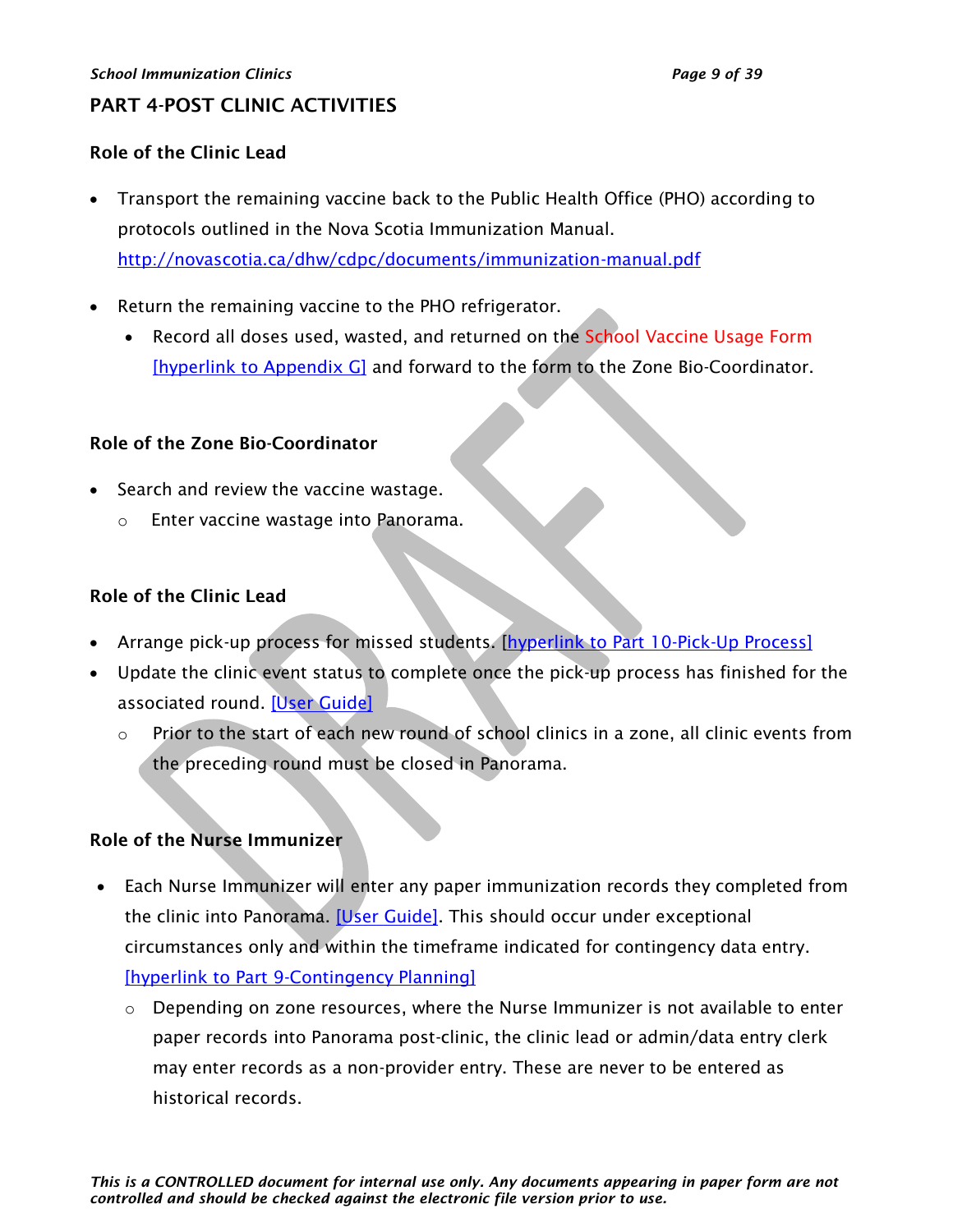## PART 4-POST CLINIC ACTIVITIES

### Role of the Clinic Lead

- Transport the remaining vaccine back to the Public Health Office (PHO) according to protocols outlined in the Nova Scotia Immunization Manual. http://novascotia.ca/dhw/cdpc/documents/immunization-manual.pdf
- Return the remaining vaccine to the PHO refrigerator.
  - Record all doses used, wasted, and returned on the School Vaccine Usage Form [hyperlink to Appendix G] and forward to the form to the Zone Bio-Coordinator.

### Role of the Zone Bio-Coordinator

- Search and review the vaccine wastage.
  - Enter vaccine wastage into Panorama.

### Role of the Clinic Lead

- Arrange pick-up process for missed students. [hyperlink to Part 10-Pick-Up Process]
- Update the clinic event status to complete once the pick-up process has finished for the associated round. [User Guide]
  - Prior to the start of each new round of school clinics in a zone, all clinic events from the preceding round must be closed in Panorama.

### Role of the Nurse Immunizer

- Each Nurse Immunizer will enter any paper immunization records they completed from the clinic into Panorama. [User Guide]. This should occur under exceptional circumstances only and within the timeframe indicated for contingency data entry. [hyperlink to Part 9-Contingency Planning]
  - Depending on zone resources, where the Nurse Immunizer is not available to enter paper records into Panorama post-clinic, the clinic lead or admin/data entry clerk may enter records as a non-provider entry. These are never to be entered as historical records.

*This is a CONTROLLED document for internal use only. Any documents appearing in paper form are not controlled and should be checked against the electronic file version prior to use.*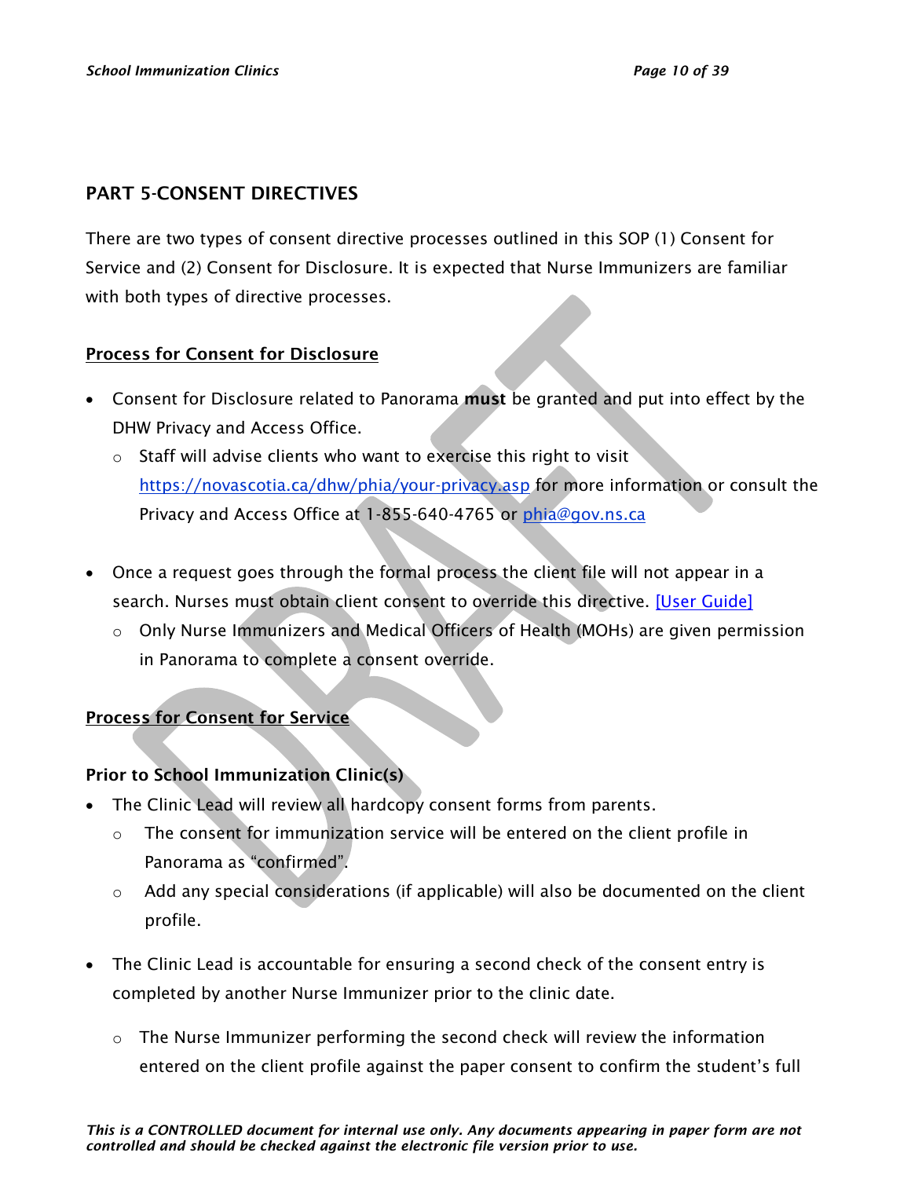## PART 5-CONSENT DIRECTIVES

There are two types of consent directive processes outlined in this SOP (1) Consent for Service and (2) Consent for Disclosure. It is expected that Nurse Immunizers are familiar with both types of directive processes.

### Process for Consent for Disclosure

- Consent for Disclosure related to Panorama **must** be granted and put into effect by the DHW Privacy and Access Office.
  - Staff will advise clients who want to exercise this right to visit [https://novascotia.ca/dhw/phia/your-privacy.asp](https://novascotia.ca/dhw/phia/your-privacy.asp) for more information or consult the Privacy and Access Office at 1-855-640-4765 or [phia@gov.ns.ca](mailto:phia@gov.ns.ca)

- Once a request goes through the formal process the client file will not appear in a search. Nurses must obtain client consent to override this directive. [User Guide]
  - Only Nurse Immunizers and Medical Officers of Health (MOHs) are given permission in Panorama to complete a consent override.

### Process for Consent for Service

**Prior to School Immunization Clinic(s)**

- The Clinic Lead will review all hardcopy consent forms from parents.
  - The consent for immunization service will be entered on the client profile in Panorama as "confirmed".
  - Add any special considerations (if applicable) will also be documented on the client profile.

- The Clinic Lead is accountable for ensuring a second check of the consent entry is completed by another Nurse Immunizer prior to the clinic date.

  - The Nurse Immunizer performing the second check will review the information entered on the client profile against the paper consent to confirm the student's full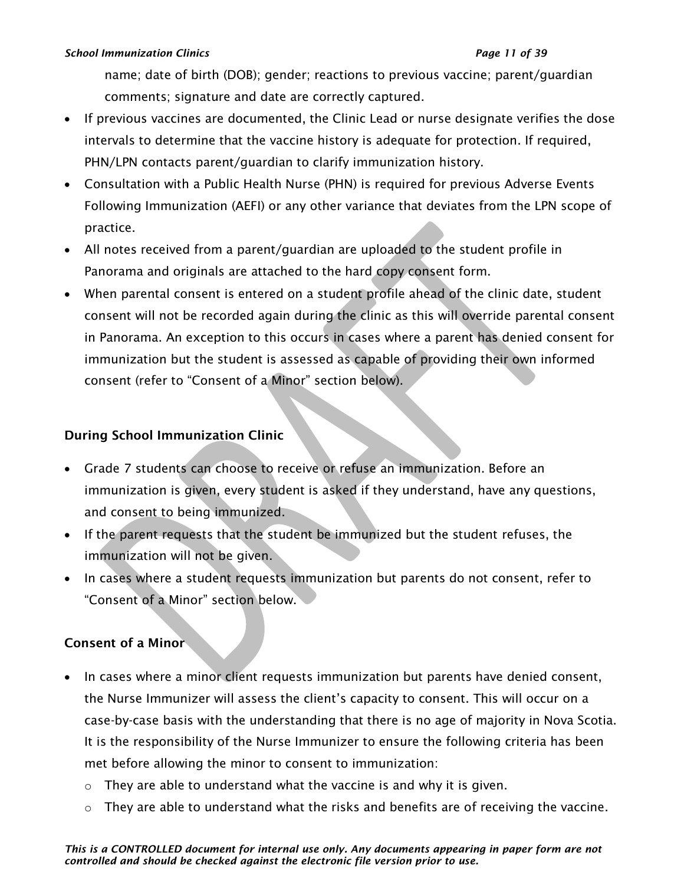name; date of birth (DOB); gender; reactions to previous vaccine; parent/guardian comments; signature and date are correctly captured.

- If previous vaccines are documented, the Clinic Lead or nurse designate verifies the dose intervals to determine that the vaccine history is adequate for protection. If required, PHN/LPN contacts parent/guardian to clarify immunization history.
- Consultation with a Public Health Nurse (PHN) is required for previous Adverse Events Following Immunization (AEFI) or any other variance that deviates from the LPN scope of practice.
- All notes received from a parent/guardian are uploaded to the student profile in Panorama and originals are attached to the hard copy consent form.
- When parental consent is entered on a student profile ahead of the clinic date, student consent will not be recorded again during the clinic as this will override parental consent in Panorama. An exception to this occurs in cases where a parent has denied consent for immunization but the student is assessed as capable of providing their own informed consent (refer to "Consent of a Minor" section below).

### During School Immunization Clinic

- Grade 7 students can choose to receive or refuse an immunization. Before an immunization is given, every student is asked if they understand, have any questions, and consent to being immunized.
- If the parent requests that the student be immunized but the student refuses, the immunization will not be given.
- In cases where a student requests immunization but parents do not consent, refer to "Consent of a Minor" section below.

### Consent of a Minor

- In cases where a minor client requests immunization but parents have denied consent, the Nurse Immunizer will assess the client's capacity to consent. This will occur on a case-by-case basis with the understanding that there is no age of majority in Nova Scotia. It is the responsibility of the Nurse Immunizer to ensure the following criteria has been met before allowing the minor to consent to immunization:
  - They are able to understand what the vaccine is and why it is given.
  - They are able to understand what the risks and benefits are of receiving the vaccine.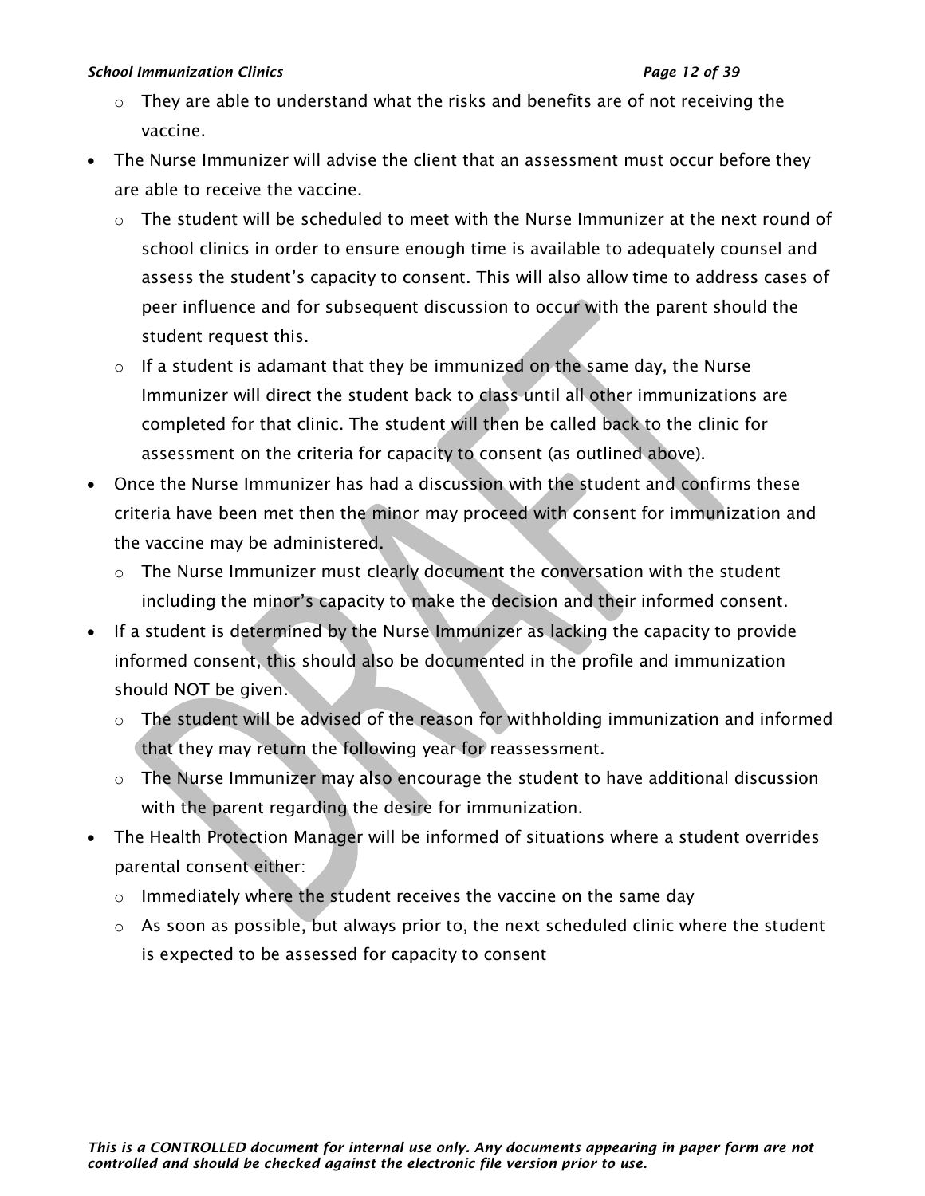- They are able to understand what the risks and benefits are of not receiving the vaccine.
- The Nurse Immunizer will advise the client that an assessment must occur before they are able to receive the vaccine.
  - The student will be scheduled to meet with the Nurse Immunizer at the next round of school clinics in order to ensure enough time is available to adequately counsel and assess the student's capacity to consent. This will also allow time to address cases of peer influence and for subsequent discussion to occur with the parent should the student request this.
  - If a student is adamant that they be immunized on the same day, the Nurse Immunizer will direct the student back to class until all other immunizations are completed for that clinic. The student will then be called back to the clinic for assessment on the criteria for capacity to consent (as outlined above).
- Once the Nurse Immunizer has had a discussion with the student and confirms these criteria have been met then the minor may proceed with consent for immunization and the vaccine may be administered.
  - The Nurse Immunizer must clearly document the conversation with the student including the minor's capacity to make the decision and their informed consent.
- If a student is determined by the Nurse Immunizer as lacking the capacity to provide informed consent, this should also be documented in the profile and immunization should NOT be given.
  - The student will be advised of the reason for withholding immunization and informed that they may return the following year for reassessment.
  - The Nurse Immunizer may also encourage the student to have additional discussion with the parent regarding the desire for immunization.
- The Health Protection Manager will be informed of situations where a student overrides parental consent either:
  - Immediately where the student receives the vaccine on the same day
  - As soon as possible, but always prior to, the next scheduled clinic where the student is expected to be assessed for capacity to consent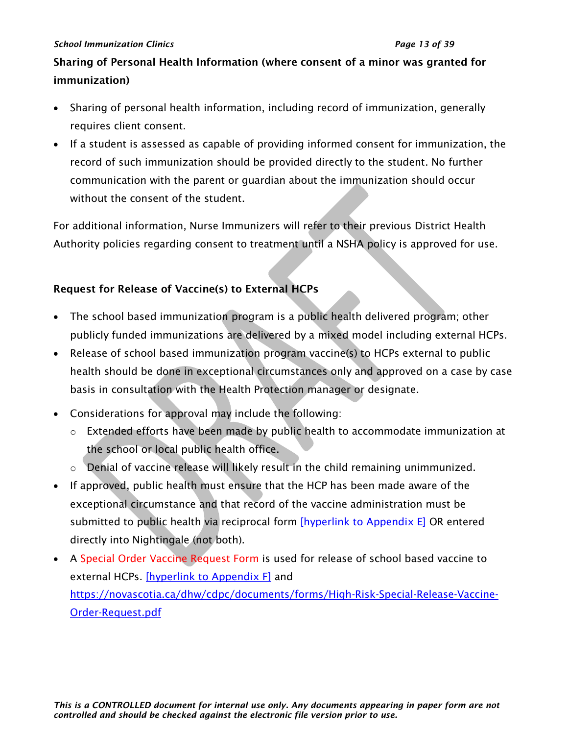**Sharing of Personal Health Information (where consent of a minor was granted for immunization)**

- Sharing of personal health information, including record of immunization, generally requires client consent.
- If a student is assessed as capable of providing informed consent for immunization, the record of such immunization should be provided directly to the student. No further communication with the parent or guardian about the immunization should occur without the consent of the student.

For additional information, Nurse Immunizers will refer to their previous District Health Authority policies regarding consent to treatment until a NSHA policy is approved for use.

**Request for Release of Vaccine(s) to External HCPs**

- The school based immunization program is a public health delivered program; other publicly funded immunizations are delivered by a mixed model including external HCPs.
- Release of school based immunization program vaccine(s) to HCPs external to public health should be done in exceptional circumstances only and approved on a case by case basis in consultation with the Health Protection manager or designate.
- Considerations for approval may include the following:
  - Extended efforts have been made by public health to accommodate immunization at the school or local public health office.
  - Denial of vaccine release will likely result in the child remaining unimmunized.
- If approved, public health must ensure that the HCP has been made aware of the exceptional circumstance and that record of the vaccine administration must be submitted to public health via reciprocal form [hyperlink to Appendix E] OR entered directly into Nightingale (not both).
- A Special Order Vaccine Request Form is used for release of school based vaccine to external HCPs. [hyperlink to Appendix F] and https://novascotia.ca/dhw/cdpc/documents/forms/High-Risk-Special-Release-Vaccine-Order-Request.pdf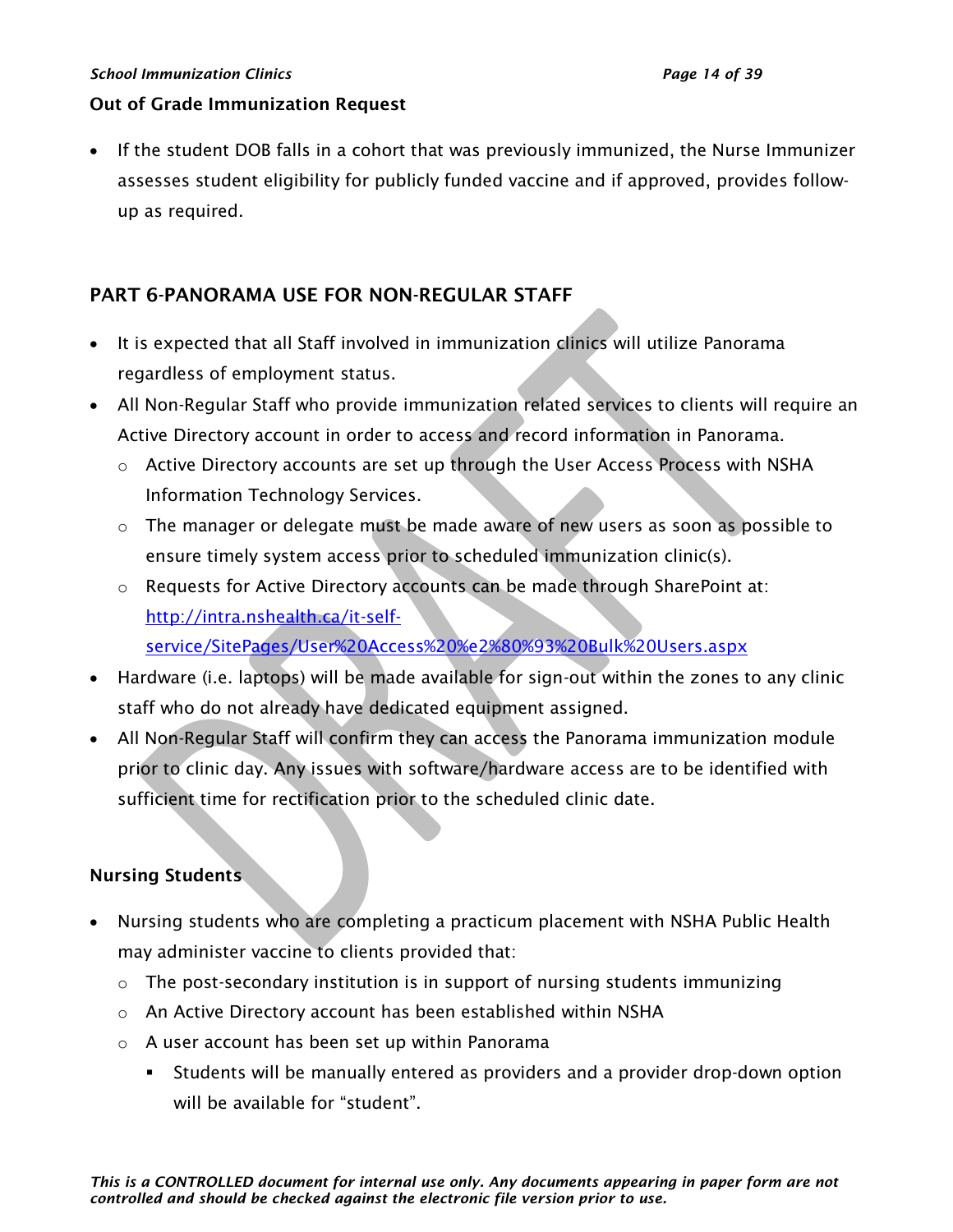**Out of Grade Immunization Request**

- If the student DOB falls in a cohort that was previously immunized, the Nurse Immunizer assesses student eligibility for publicly funded vaccine and if approved, provides follow-up as required.

## PART 6-PANORAMA USE FOR NON-REGULAR STAFF

- It is expected that all Staff involved in immunization clinics will utilize Panorama regardless of employment status.
- All Non-Regular Staff who provide immunization related services to clients will require an Active Directory account in order to access and record information in Panorama.
  - Active Directory accounts are set up through the User Access Process with NSHA Information Technology Services.
  - The manager or delegate must be made aware of new users as soon as possible to ensure timely system access prior to scheduled immunization clinic(s).
  - Requests for Active Directory accounts can be made through SharePoint at: [http://intra.nshealth.ca/it-self-service/SitePages/User%20Access%20%e2%80%93%20Bulk%20Users.aspx](http://intra.nshealth.ca/it-self-service/SitePages/User%20Access%20%e2%80%93%20Bulk%20Users.aspx)
- Hardware (i.e. laptops) will be made available for sign-out within the zones to any clinic staff who do not already have dedicated equipment assigned.
- All Non-Regular Staff will confirm they can access the Panorama immunization module prior to clinic day. Any issues with software/hardware access are to be identified with sufficient time for rectification prior to the scheduled clinic date.

### Nursing Students

- Nursing students who are completing a practicum placement with NSHA Public Health may administer vaccine to clients provided that:
  - The post-secondary institution is in support of nursing students immunizing
  - An Active Directory account has been established within NSHA
  - A user account has been set up within Panorama
    - Students will be manually entered as providers and a provider drop-down option will be available for "student".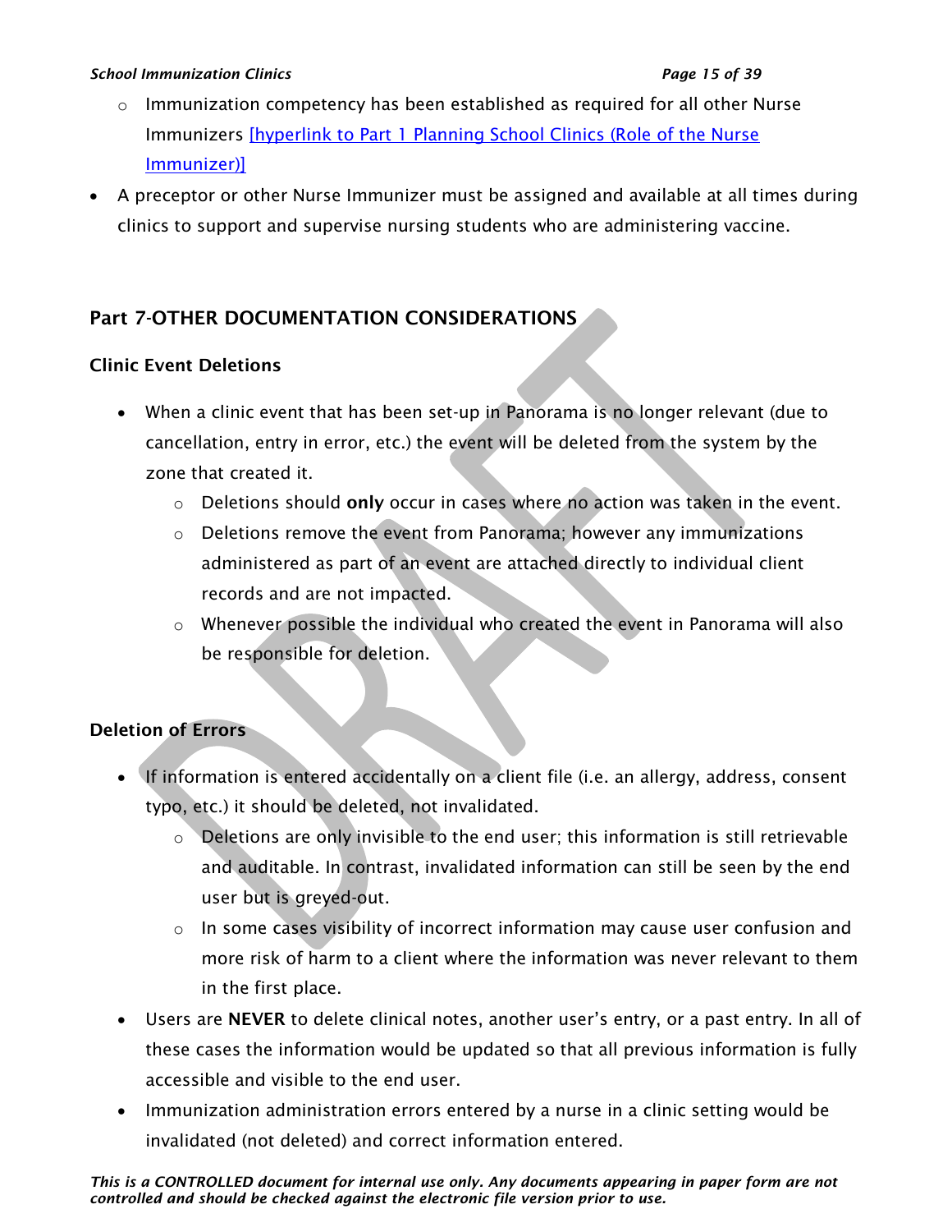- Immunization competency has been established as required for all other Nurse Immunizers [hyperlink to Part 1 Planning School Clinics (Role of the Nurse Immunizer)]

- A preceptor or other Nurse Immunizer must be assigned and available at all times during clinics to support and supervise nursing students who are administering vaccine.

## Part 7-OTHER DOCUMENTATION CONSIDERATIONS

### Clinic Event Deletions

- When a clinic event that has been set-up in Panorama is no longer relevant (due to cancellation, entry in error, etc.) the event will be deleted from the system by the zone that created it.
  - Deletions should **only** occur in cases where no action was taken in the event.
  - Deletions remove the event from Panorama; however any immunizations administered as part of an event are attached directly to individual client records and are not impacted.
  - Whenever possible the individual who created the event in Panorama will also be responsible for deletion.

### Deletion of Errors

- If information is entered accidentally on a client file (i.e. an allergy, address, consent typo, etc.) it should be deleted, not invalidated.
  - Deletions are only invisible to the end user; this information is still retrievable and auditable. In contrast, invalidated information can still be seen by the end user but is greyed-out.
  - In some cases visibility of incorrect information may cause user confusion and more risk of harm to a client where the information was never relevant to them in the first place.
- Users are **NEVER** to delete clinical notes, another user's entry, or a past entry. In all of these cases the information would be updated so that all previous information is fully accessible and visible to the end user.
- Immunization administration errors entered by a nurse in a clinic setting would be invalidated (not deleted) and correct information entered.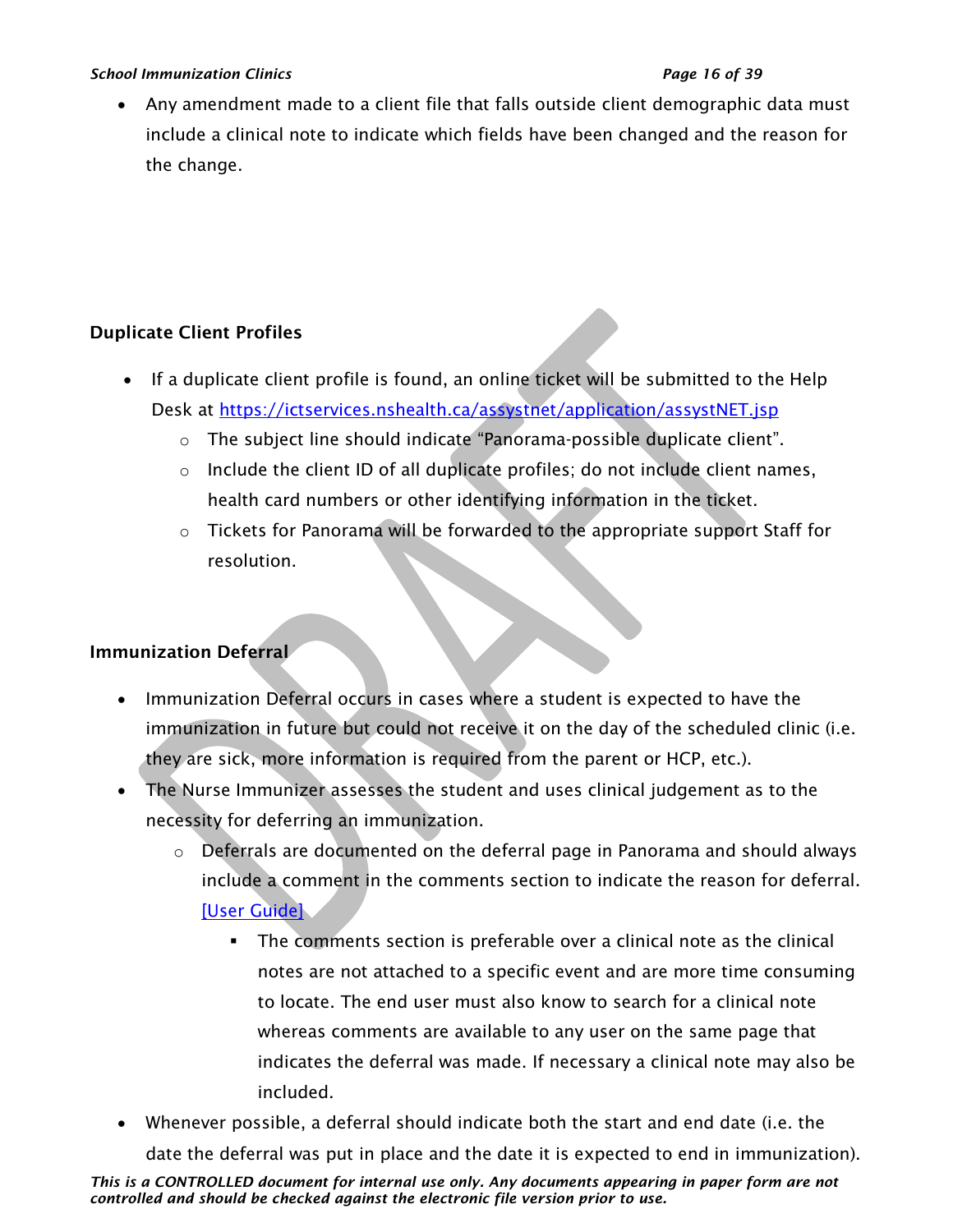- Any amendment made to a client file that falls outside client demographic data must include a clinical note to indicate which fields have been changed and the reason for the change.

**Duplicate Client Profiles**

- If a duplicate client profile is found, an online ticket will be submitted to the Help Desk at [https://ictservices.nshealth.ca/assystnet/application/assystNET.jsp](https://ictservices.nshealth.ca/assystnet/application/assystNET.jsp)
    - The subject line should indicate "Panorama-possible duplicate client".
    - Include the client ID of all duplicate profiles; do not include client names, health card numbers or other identifying information in the ticket.
    - Tickets for Panorama will be forwarded to the appropriate support Staff for resolution.

**Immunization Deferral**

- Immunization Deferral occurs in cases where a student is expected to have the immunization in future but could not receive it on the day of the scheduled clinic (i.e. they are sick, more information is required from the parent or HCP, etc.).
- The Nurse Immunizer assesses the student and uses clinical judgement as to the necessity for deferring an immunization.
    - Deferrals are documented on the deferral page in Panorama and should always include a comment in the comments section to indicate the reason for deferral. [User Guide]
        - The comments section is preferable over a clinical note as the clinical notes are not attached to a specific event and are more time consuming to locate. The end user must also know to search for a clinical note whereas comments are available to any user on the same page that indicates the deferral was made. If necessary a clinical note may also be included.
- Whenever possible, a deferral should indicate both the start and end date (i.e. the date the deferral was put in place and the date it is expected to end in immunization).

*This is a CONTROLLED document for internal use only. Any documents appearing in paper form are not controlled and should be checked against the electronic file version prior to use.*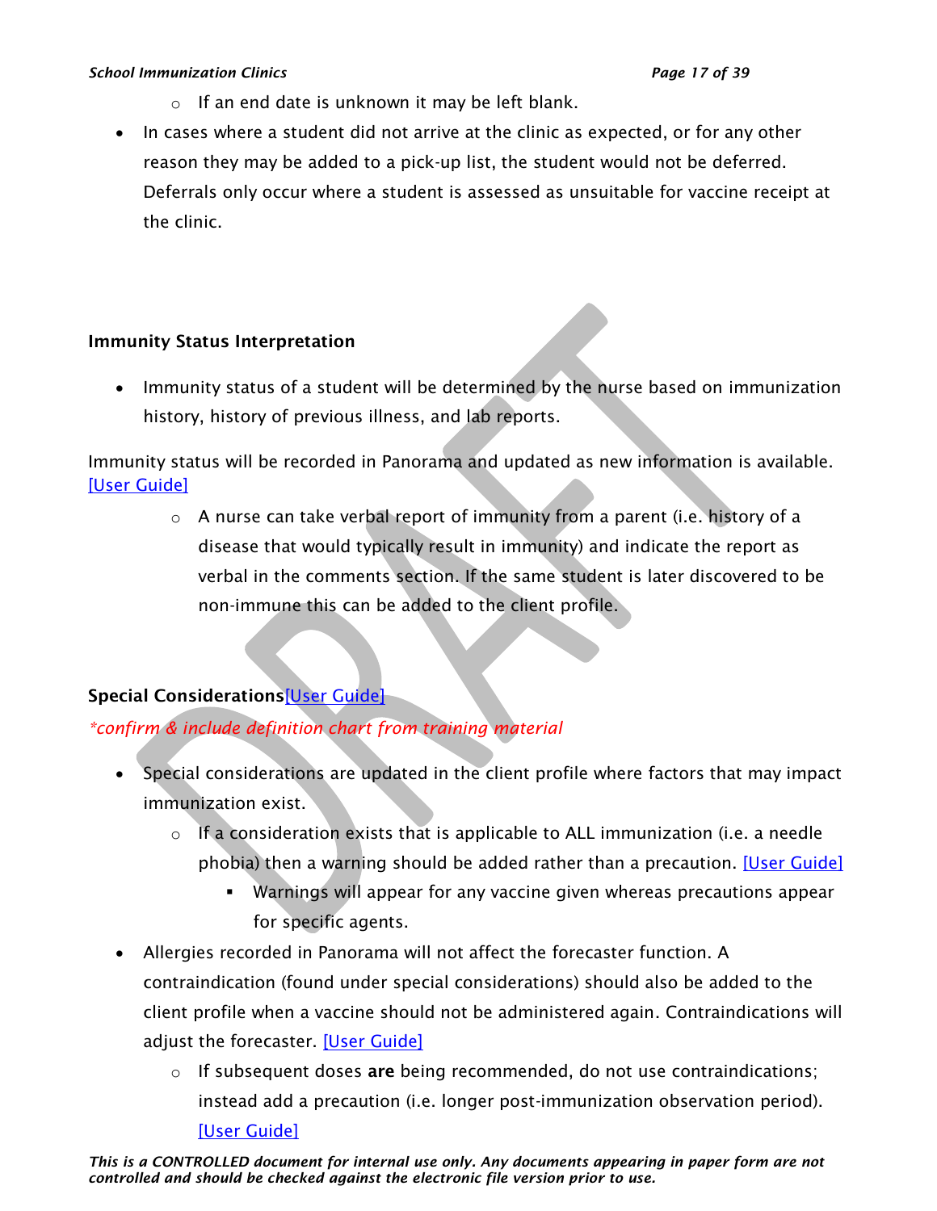- If an end date is unknown it may be left blank.
- In cases where a student did not arrive at the clinic as expected, or for any other reason they may be added to a pick-up list, the student would not be deferred. Deferrals only occur where a student is assessed as unsuitable for vaccine receipt at the clinic.

**Immunity Status Interpretation**

- Immunity status of a student will be determined by the nurse based on immunization history, history of previous illness, and lab reports.

Immunity status will be recorded in Panorama and updated as new information is available. [User Guide]

    - A nurse can take verbal report of immunity from a parent (i.e. history of a disease that would typically result in immunity) and indicate the report as verbal in the comments section. If the same student is later discovered to be non-immune this can be added to the client profile.

**Special Considerations**[User Guide]

*\*confirm & include definition chart from training material*

- Special considerations are updated in the client profile where factors that may impact immunization exist.
    - If a consideration exists that is applicable to ALL immunization (i.e. a needle phobia) then a warning should be added rather than a precaution. [User Guide]
        - Warnings will appear for any vaccine given whereas precautions appear for specific agents.
- Allergies recorded in Panorama will not affect the forecaster function. A contraindication (found under special considerations) should also be added to the client profile when a vaccine should not be administered again. Contraindications will adjust the forecaster. [User Guide]
    - If subsequent doses **are** being recommended, do not use contraindications; instead add a precaution (i.e. longer post-immunization observation period). [User Guide]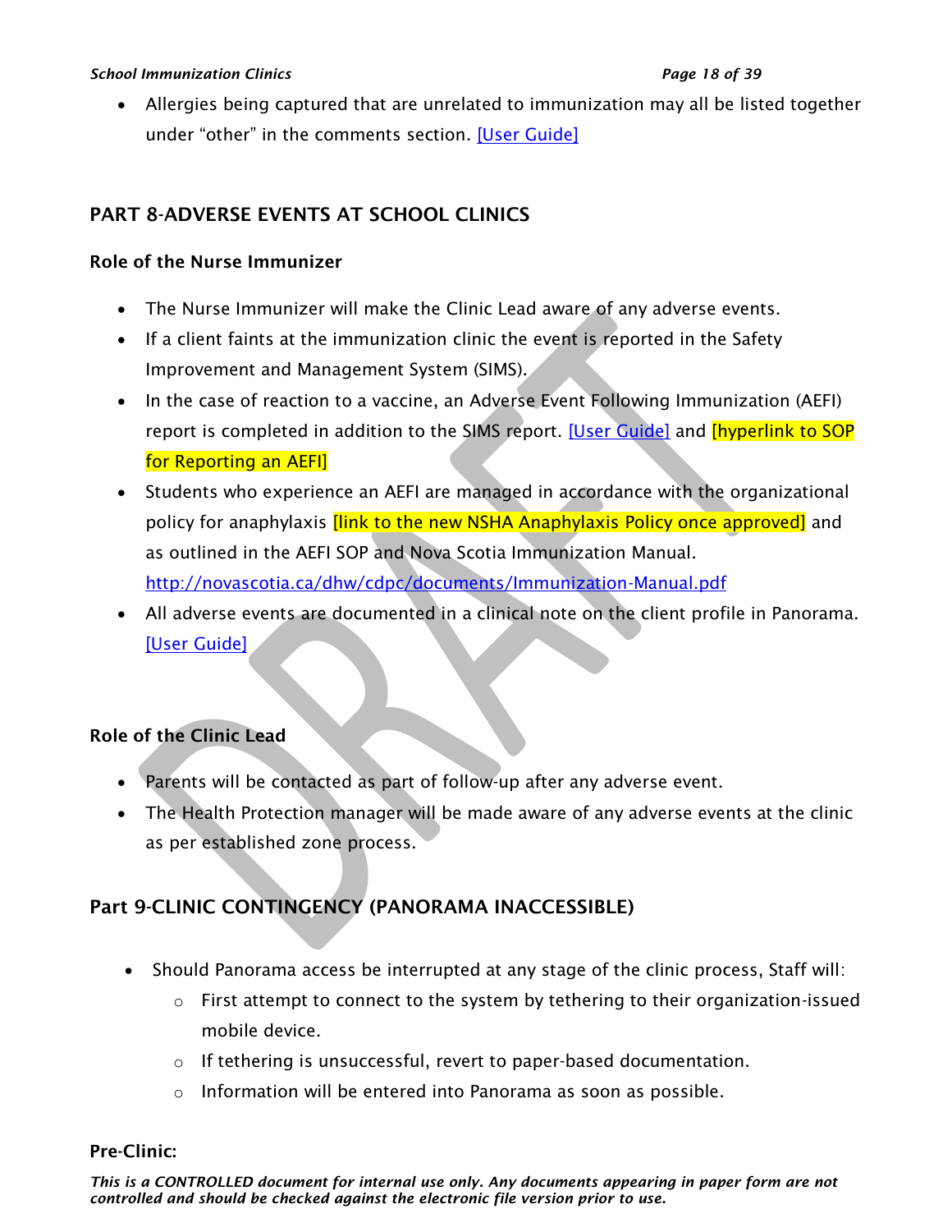- Allergies being captured that are unrelated to immunization may all be listed together under "other" in the comments section. [User Guide]

## PART 8-ADVERSE EVENTS AT SCHOOL CLINICS

### Role of the Nurse Immunizer

- The Nurse Immunizer will make the Clinic Lead aware of any adverse events.
- If a client faints at the immunization clinic the event is reported in the Safety Improvement and Management System (SIMS).
- In the case of reaction to a vaccine, an Adverse Event Following Immunization (AEFI) report is completed in addition to the SIMS report. [User Guide] and [hyperlink to SOP for Reporting an AEFI]
- Students who experience an AEFI are managed in accordance with the organizational policy for anaphylaxis [link to the new NSHA Anaphylaxis Policy once approved] and as outlined in the AEFI SOP and Nova Scotia Immunization Manual. http://novascotia.ca/dhw/cdpc/documents/Immunization-Manual.pdf
- All adverse events are documented in a clinical note on the client profile in Panorama. [User Guide]

### Role of the Clinic Lead

- Parents will be contacted as part of follow-up after any adverse event.
- The Health Protection manager will be made aware of any adverse events at the clinic as per established zone process.

## Part 9-CLINIC CONTINGENCY (PANORAMA INACCESSIBLE)

- Should Panorama access be interrupted at any stage of the clinic process, Staff will:
  - First attempt to connect to the system by tethering to their organization-issued mobile device.
  - If tethering is unsuccessful, revert to paper-based documentation.
  - Information will be entered into Panorama as soon as possible.

### Pre-Clinic: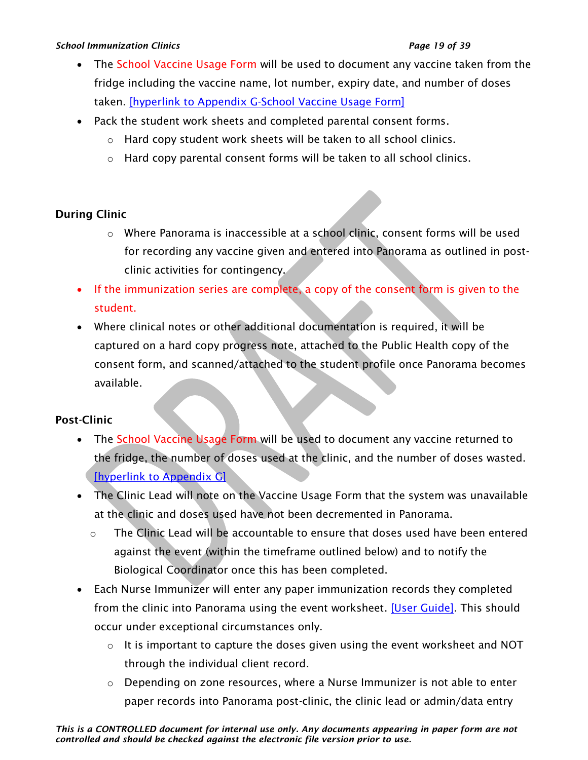- The School Vaccine Usage Form will be used to document any vaccine taken from the fridge including the vaccine name, lot number, expiry date, and number of doses taken. [hyperlink to Appendix G-School Vaccine Usage Form]
- Pack the student work sheets and completed parental consent forms.
    - Hard copy student work sheets will be taken to all school clinics.
    - Hard copy parental consent forms will be taken to all school clinics.

**During Clinic**

- Where Panorama is inaccessible at a school clinic, consent forms will be used for recording any vaccine given and entered into Panorama as outlined in post-clinic activities for contingency.
- If the immunization series are complete, a copy of the consent form is given to the student.
- Where clinical notes or other additional documentation is required, it will be captured on a hard copy progress note, attached to the Public Health copy of the consent form, and scanned/attached to the student profile once Panorama becomes available.

**Post-Clinic**

- The School Vaccine Usage Form will be used to document any vaccine returned to the fridge, the number of doses used at the clinic, and the number of doses wasted. [hyperlink to Appendix G]
- The Clinic Lead will note on the Vaccine Usage Form that the system was unavailable at the clinic and doses used have not been decremented in Panorama.
    - The Clinic Lead will be accountable to ensure that doses used have been entered against the event (within the timeframe outlined below) and to notify the Biological Coordinator once this has been completed.
- Each Nurse Immunizer will enter any paper immunization records they completed from the clinic into Panorama using the event worksheet. [User Guide]. This should occur under exceptional circumstances only.
    - It is important to capture the doses given using the event worksheet and NOT through the individual client record.
    - Depending on zone resources, where a Nurse Immunizer is not able to enter paper records into Panorama post-clinic, the clinic lead or admin/data entry

*This is a CONTROLLED document for internal use only. Any documents appearing in paper form are not controlled and should be checked against the electronic file version prior to use.*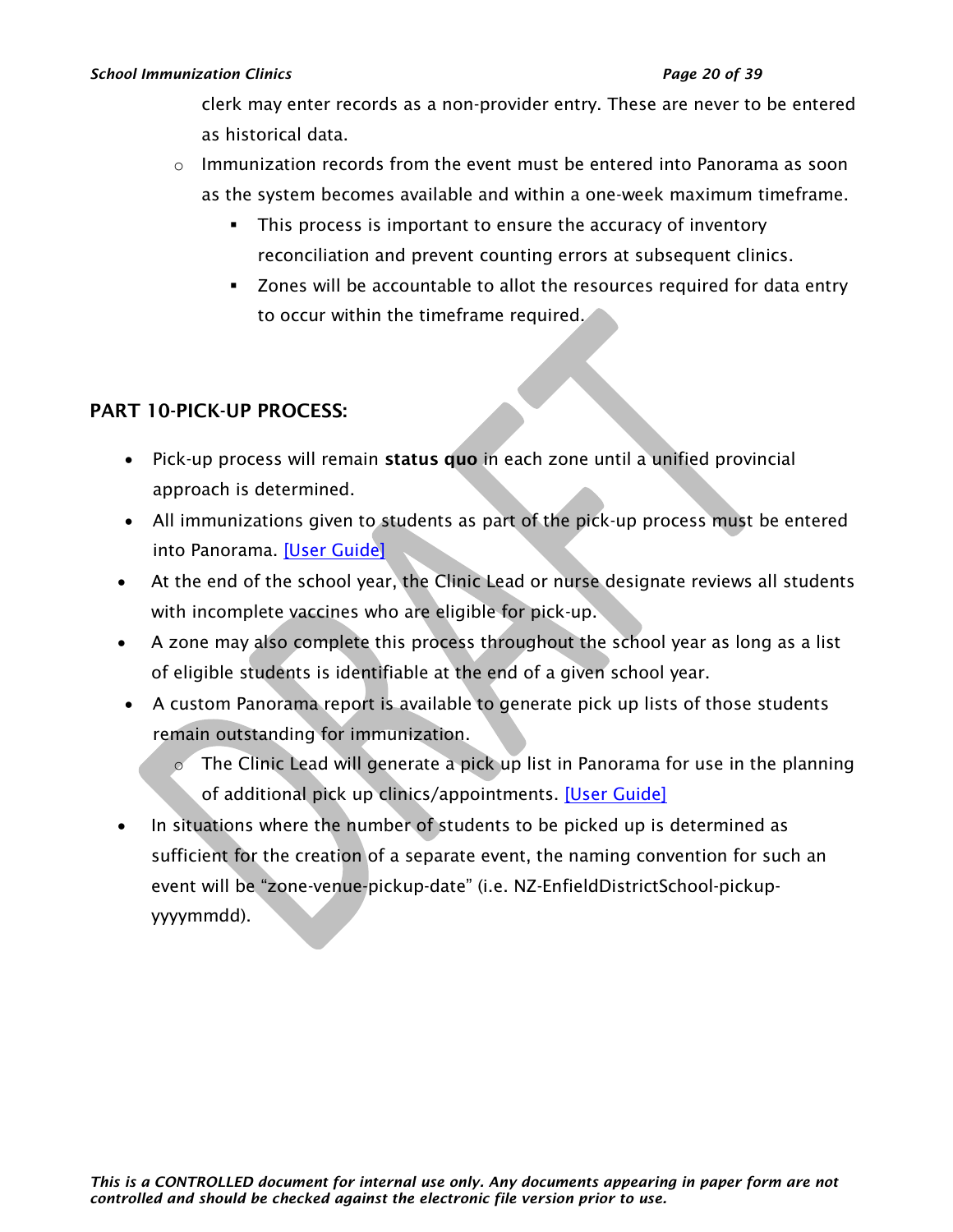clerk may enter records as a non-provider entry. These are never to be entered as historical data.
  - Immunization records from the event must be entered into Panorama as soon as the system becomes available and within a one-week maximum timeframe.
    - This process is important to ensure the accuracy of inventory reconciliation and prevent counting errors at subsequent clinics.
    - Zones will be accountable to allot the resources required for data entry to occur within the timeframe required.

## PART 10-PICK-UP PROCESS:

- Pick-up process will remain **status quo** in each zone until a unified provincial approach is determined.
- All immunizations given to students as part of the pick-up process must be entered into Panorama. [User Guide]
- At the end of the school year, the Clinic Lead or nurse designate reviews all students with incomplete vaccines who are eligible for pick-up.
- A zone may also complete this process throughout the school year as long as a list of eligible students is identifiable at the end of a given school year.
- A custom Panorama report is available to generate pick up lists of those students remain outstanding for immunization.
  - The Clinic Lead will generate a pick up list in Panorama for use in the planning of additional pick up clinics/appointments. [User Guide]
- In situations where the number of students to be picked up is determined as sufficient for the creation of a separate event, the naming convention for such an event will be "zone-venue-pickup-date" (i.e. NZ-EnfieldDistrictSchool-pickup-yyyymmdd).

*This is a CONTROLLED document for internal use only. Any documents appearing in paper form are not controlled and should be checked against the electronic file version prior to use.*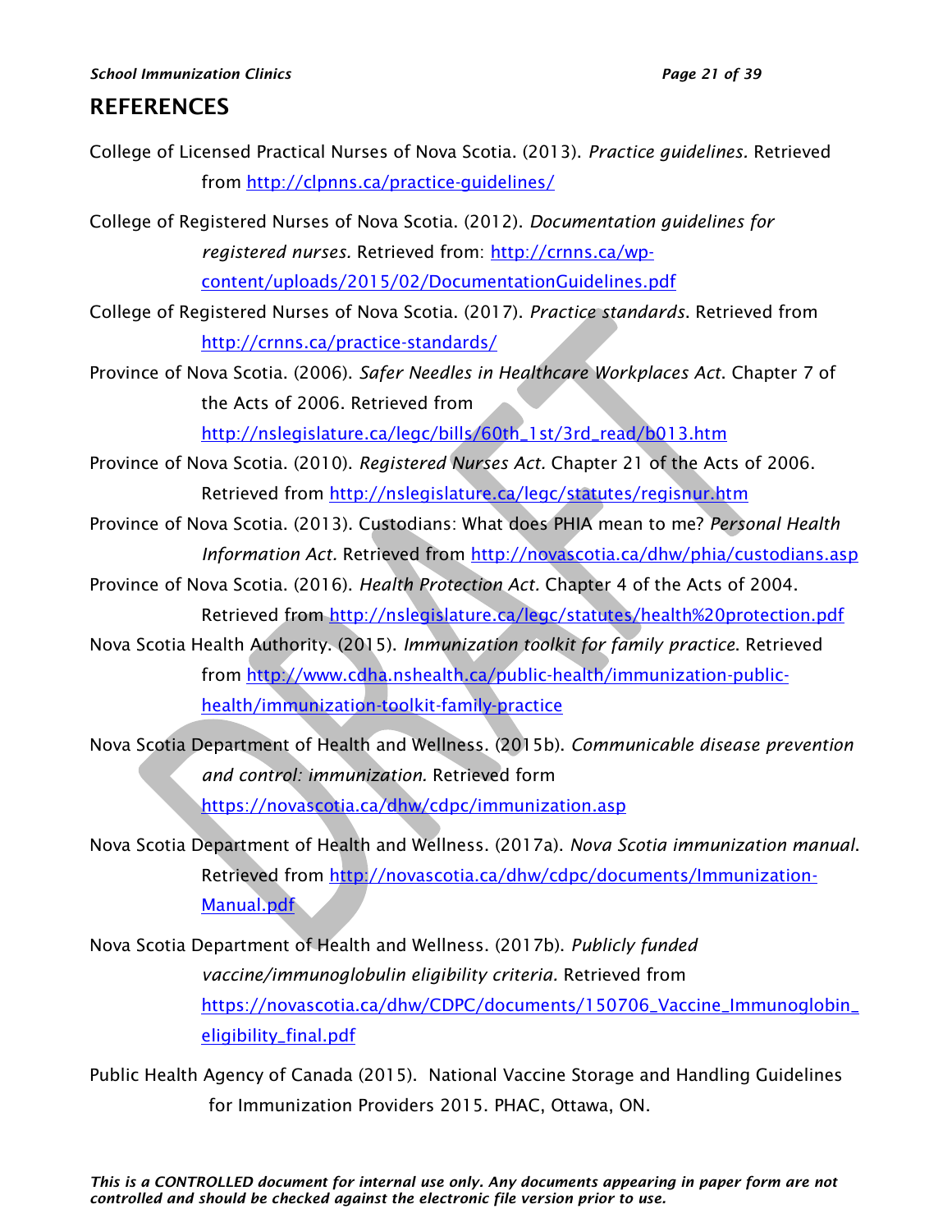# REFERENCES

College of Licensed Practical Nurses of Nova Scotia. (2013). *Practice guidelines.* Retrieved from http://clpnns.ca/practice-guidelines/

College of Registered Nurses of Nova Scotia. (2012). *Documentation guidelines for registered nurses.* Retrieved from: http://crnns.ca/wp-content/uploads/2015/02/DocumentationGuidelines.pdf

College of Registered Nurses of Nova Scotia. (2017). *Practice standards*. Retrieved from http://crnns.ca/practice-standards/

Province of Nova Scotia. (2006). *Safer Needles in Healthcare Workplaces Act*. Chapter 7 of the Acts of 2006. Retrieved from http://nslegislature.ca/legc/bills/60th_1st/3rd_read/b013.htm

Province of Nova Scotia. (2010). *Registered Nurses Act.* Chapter 21 of the Acts of 2006. Retrieved from http://nslegislature.ca/legc/statutes/regisnur.htm

Province of Nova Scotia. (2013). Custodians: What does PHIA mean to me? *Personal Health Information Act.* Retrieved from http://novascotia.ca/dhw/phia/custodians.asp

Province of Nova Scotia. (2016). *Health Protection Act.* Chapter 4 of the Acts of 2004. Retrieved from http://nslegislature.ca/legc/statutes/health%20protection.pdf

Nova Scotia Health Authority. (2015). *Immunization toolkit for family practice*. Retrieved from http://www.cdha.nshealth.ca/public-health/immunization-public-health/immunization-toolkit-family-practice

Nova Scotia Department of Health and Wellness. (2015b). *Communicable disease prevention and control: immunization.* Retrieved form https://novascotia.ca/dhw/cdpc/immunization.asp

Nova Scotia Department of Health and Wellness. (2017a). *Nova Scotia immunization manual.* Retrieved from http://novascotia.ca/dhw/cdpc/documents/Immunization-Manual.pdf

Nova Scotia Department of Health and Wellness. (2017b). *Publicly funded vaccine/immunoglobulin eligibility criteria.* Retrieved from https://novascotia.ca/dhw/CDPC/documents/150706_Vaccine_Immunoglobin_eligibility_final.pdf

Public Health Agency of Canada (2015). National Vaccine Storage and Handling Guidelines for Immunization Providers 2015. PHAC, Ottawa, ON.

*This is a CONTROLLED document for internal use only. Any documents appearing in paper form are not controlled and should be checked against the electronic file version prior to use.*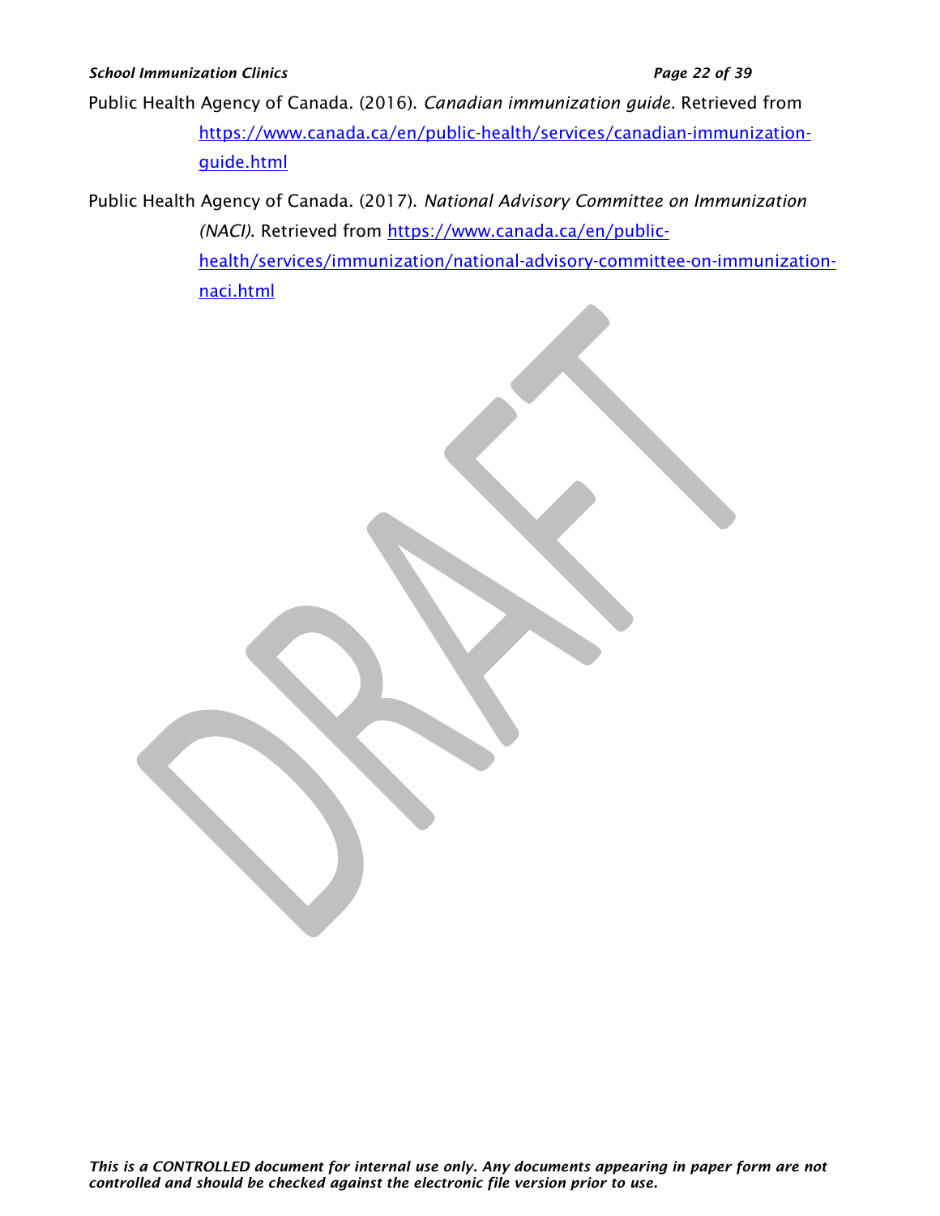Public Health Agency of Canada. (2016). *Canadian immunization guide.* Retrieved from https://www.canada.ca/en/public-health/services/canadian-immunization-guide.html

Public Health Agency of Canada. (2017). *National Advisory Committee on Immunization (NACI)*. Retrieved from https://www.canada.ca/en/public-health/services/immunization/national-advisory-committee-on-immunization-naci.html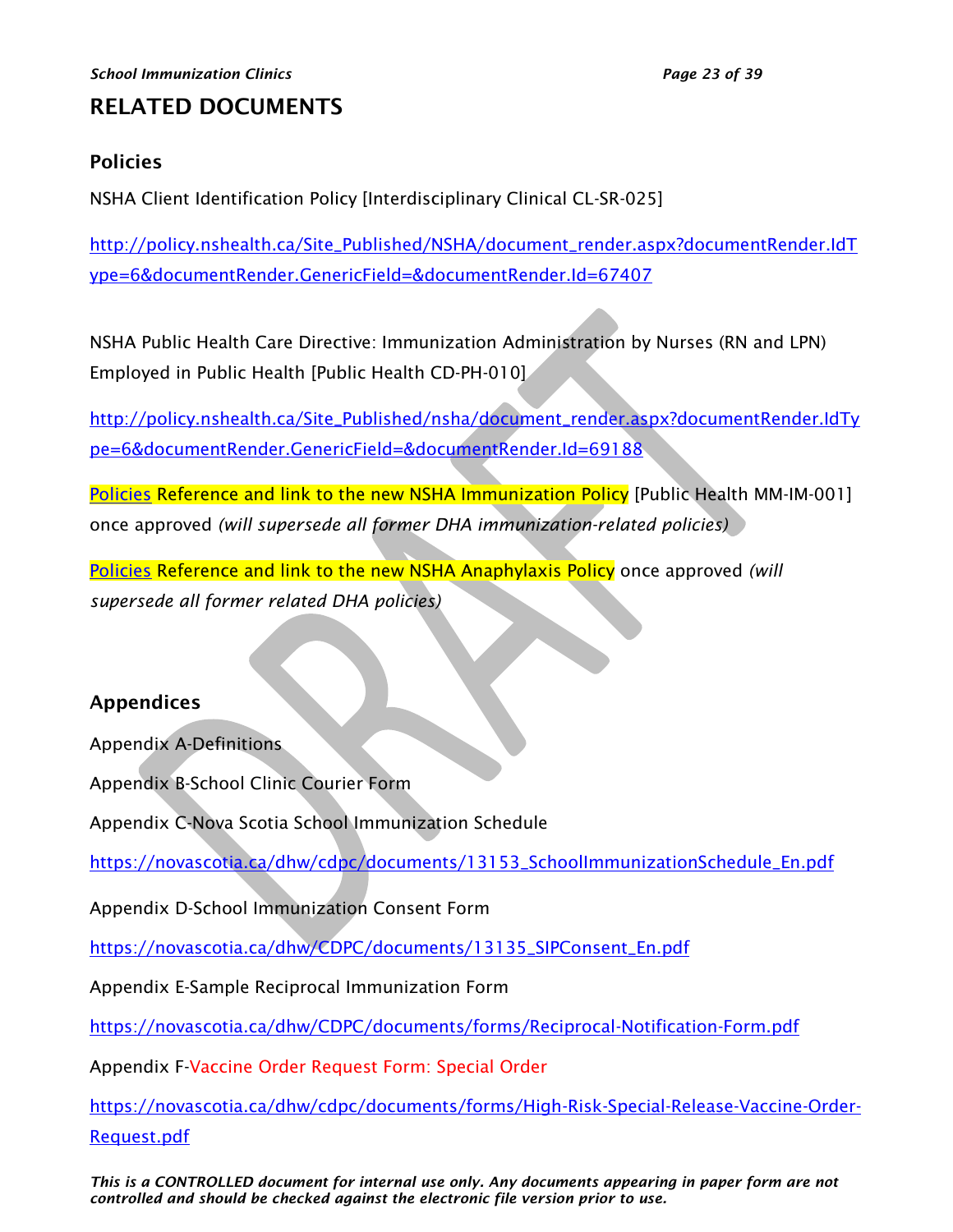# RELATED DOCUMENTS

## Policies

NSHA Client Identification Policy [Interdisciplinary Clinical CL-SR-025]

http://policy.nshealth.ca/Site_Published/NSHA/document_render.aspx?documentRender.IdType=6&documentRender.GenericField=&documentRender.Id=67407

NSHA Public Health Care Directive: Immunization Administration by Nurses (RN and LPN) Employed in Public Health [Public Health CD-PH-010]

http://policy.nshealth.ca/Site_Published/nsha/document_render.aspx?documentRender.IdType=6&documentRender.GenericField=&documentRender.Id=69188

Policies Reference and link to the new NSHA Immunization Policy [Public Health MM-IM-001] once approved *(will supersede all former DHA immunization-related policies)*

Policies Reference and link to the new NSHA Anaphylaxis Policy once approved *(will supersede all former related DHA policies)*

## Appendices

Appendix A-Definitions

Appendix B-School Clinic Courier Form

Appendix C-Nova Scotia School Immunization Schedule

https://novascotia.ca/dhw/cdpc/documents/13153_SchoolImmunizationSchedule_En.pdf

Appendix D-School Immunization Consent Form

https://novascotia.ca/dhw/CDPC/documents/13135_SIPConsent_En.pdf

Appendix E-Sample Reciprocal Immunization Form

https://novascotia.ca/dhw/CDPC/documents/forms/Reciprocal-Notification-Form.pdf

Appendix F-Vaccine Order Request Form: Special Order

https://novascotia.ca/dhw/cdpc/documents/forms/High-Risk-Special-Release-Vaccine-Order-Request.pdf

*This is a CONTROLLED document for internal use only. Any documents appearing in paper form are not controlled and should be checked against the electronic file version prior to use.*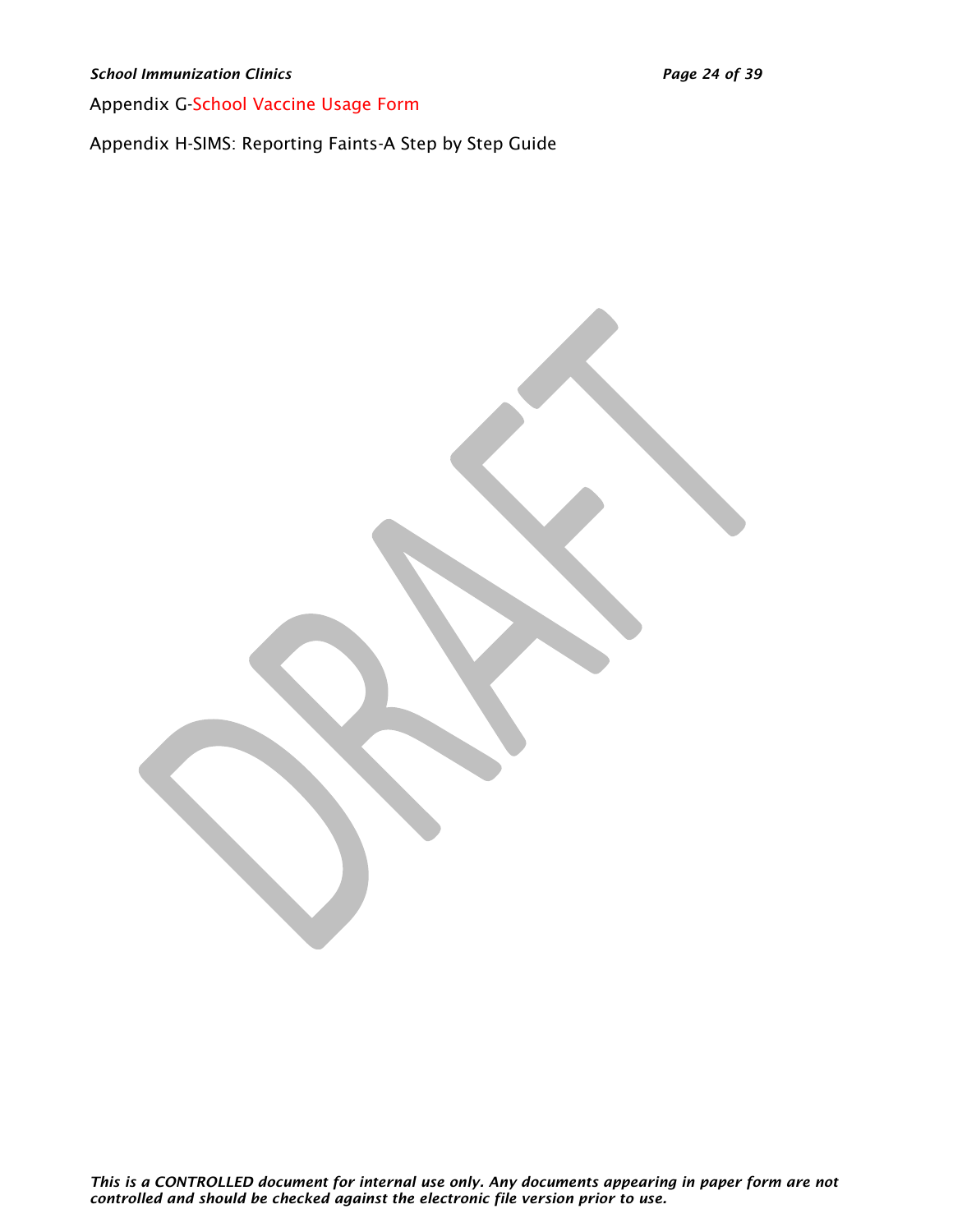Appendix G-School Vaccine Usage Form

Appendix H-SIMS: Reporting Faints-A Step by Step Guide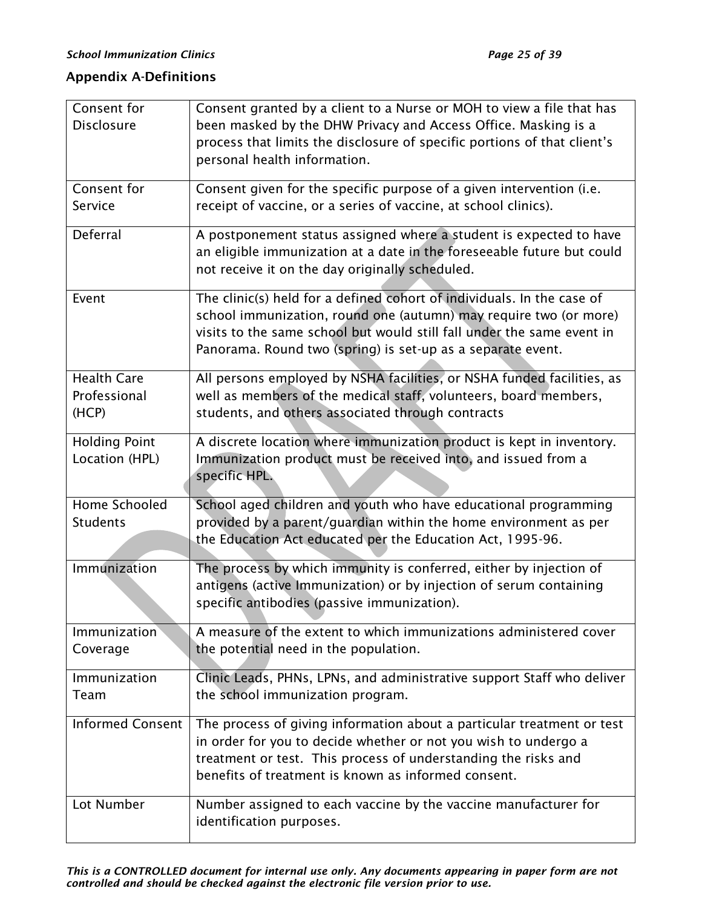## Appendix A-Definitions

| Term | Definition |
|---|---|
| Consent for Disclosure | Consent granted by a client to a Nurse or MOH to view a file that has been masked by the DHW Privacy and Access Office. Masking is a process that limits the disclosure of specific portions of that client's personal health information. |
| Consent for Service | Consent given for the specific purpose of a given intervention (i.e. receipt of vaccine, or a series of vaccine, at school clinics). |
| Deferral | A postponement status assigned where a student is expected to have an eligible immunization at a date in the foreseeable future but could not receive it on the day originally scheduled. |
| Event | The clinic(s) held for a defined cohort of individuals. In the case of school immunization, round one (autumn) may require two (or more) visits to the same school but would still fall under the same event in Panorama. Round two (spring) is set-up as a separate event. |
| Health Care Professional (HCP) | All persons employed by NSHA facilities, or NSHA funded facilities, as well as members of the medical staff, volunteers, board members, students, and others associated through contracts |
| Holding Point Location (HPL) | A discrete location where immunization product is kept in inventory. Immunization product must be received into, and issued from a specific HPL. |
| Home Schooled Students | School aged children and youth who have educational programming provided by a parent/guardian within the home environment as per the Education Act educated per the Education Act, 1995-96. |
| Immunization | The process by which immunity is conferred, either by injection of antigens (active Immunization) or by injection of serum containing specific antibodies (passive immunization). |
| Immunization Coverage | A measure of the extent to which immunizations administered cover the potential need in the population. |
| Immunization Team | Clinic Leads, PHNs, LPNs, and administrative support Staff who deliver the school immunization program. |
| Informed Consent | The process of giving information about a particular treatment or test in order for you to decide whether or not you wish to undergo a treatment or test. This process of understanding the risks and benefits of treatment is known as informed consent. |
| Lot Number | Number assigned to each vaccine by the vaccine manufacturer for identification purposes. |

*This is a CONTROLLED document for internal use only. Any documents appearing in paper form are not controlled and should be checked against the electronic file version prior to use.*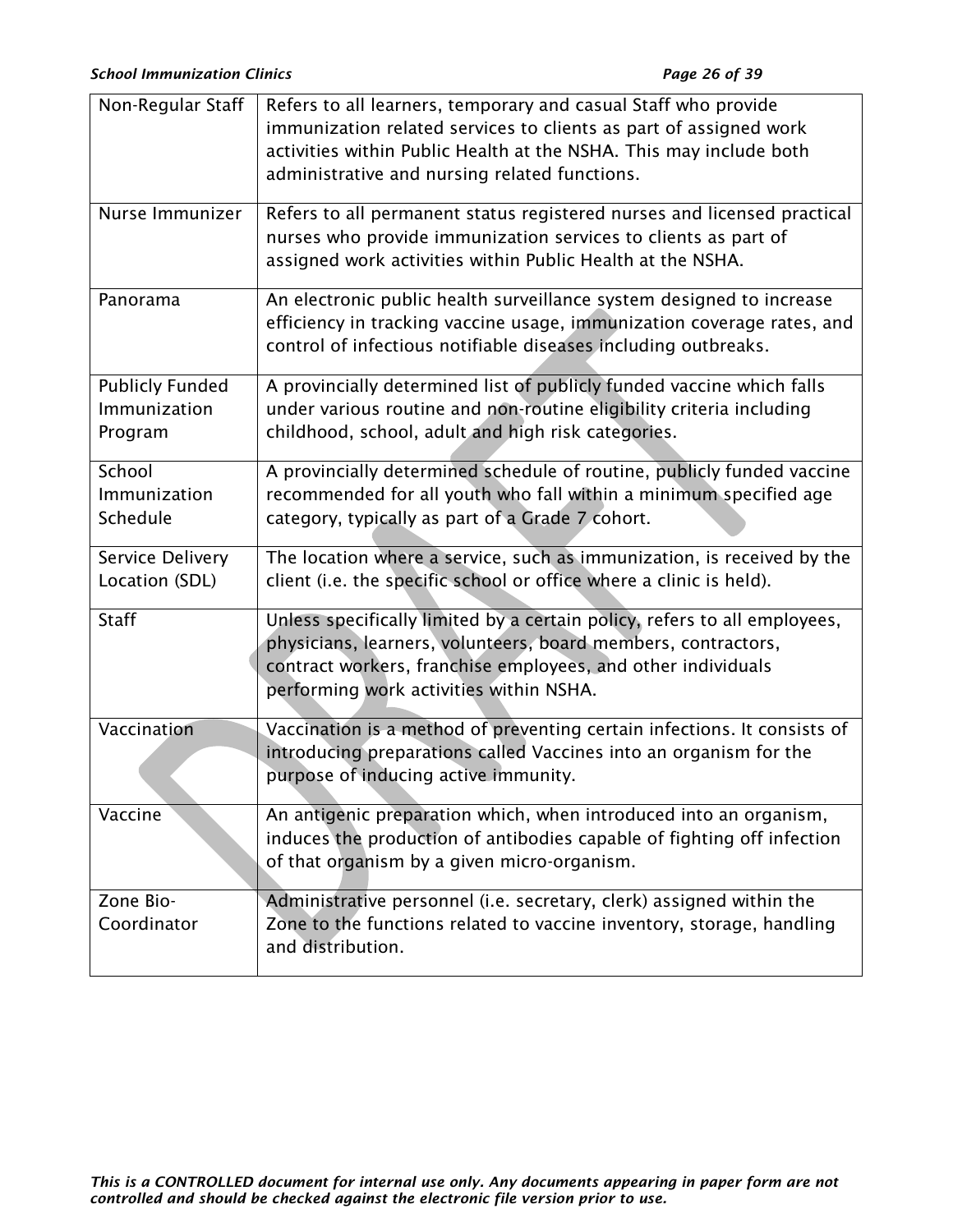| | |
|---|---|
| Non-Regular Staff | Refers to all learners, temporary and casual Staff who provide immunization related services to clients as part of assigned work activities within Public Health at the NSHA. This may include both administrative and nursing related functions. |
| Nurse Immunizer | Refers to all permanent status registered nurses and licensed practical nurses who provide immunization services to clients as part of assigned work activities within Public Health at the NSHA. |
| Panorama | An electronic public health surveillance system designed to increase efficiency in tracking vaccine usage, immunization coverage rates, and control of infectious notifiable diseases including outbreaks. |
| Publicly Funded Immunization Program | A provincially determined list of publicly funded vaccine which falls under various routine and non-routine eligibility criteria including childhood, school, adult and high risk categories. |
| School Immunization Schedule | A provincially determined schedule of routine, publicly funded vaccine recommended for all youth who fall within a minimum specified age category, typically as part of a Grade 7 cohort. |
| Service Delivery Location (SDL) | The location where a service, such as immunization, is received by the client (i.e. the specific school or office where a clinic is held). |
| Staff | Unless specifically limited by a certain policy, refers to all employees, physicians, learners, volunteers, board members, contractors, contract workers, franchise employees, and other individuals performing work activities within NSHA. |
| Vaccination | Vaccination is a method of preventing certain infections. It consists of introducing preparations called Vaccines into an organism for the purpose of inducing active immunity. |
| Vaccine | An antigenic preparation which, when introduced into an organism, induces the production of antibodies capable of fighting off infection of that organism by a given micro-organism. |
| Zone Bio-Coordinator | Administrative personnel (i.e. secretary, clerk) assigned within the Zone to the functions related to vaccine inventory, storage, handling and distribution. |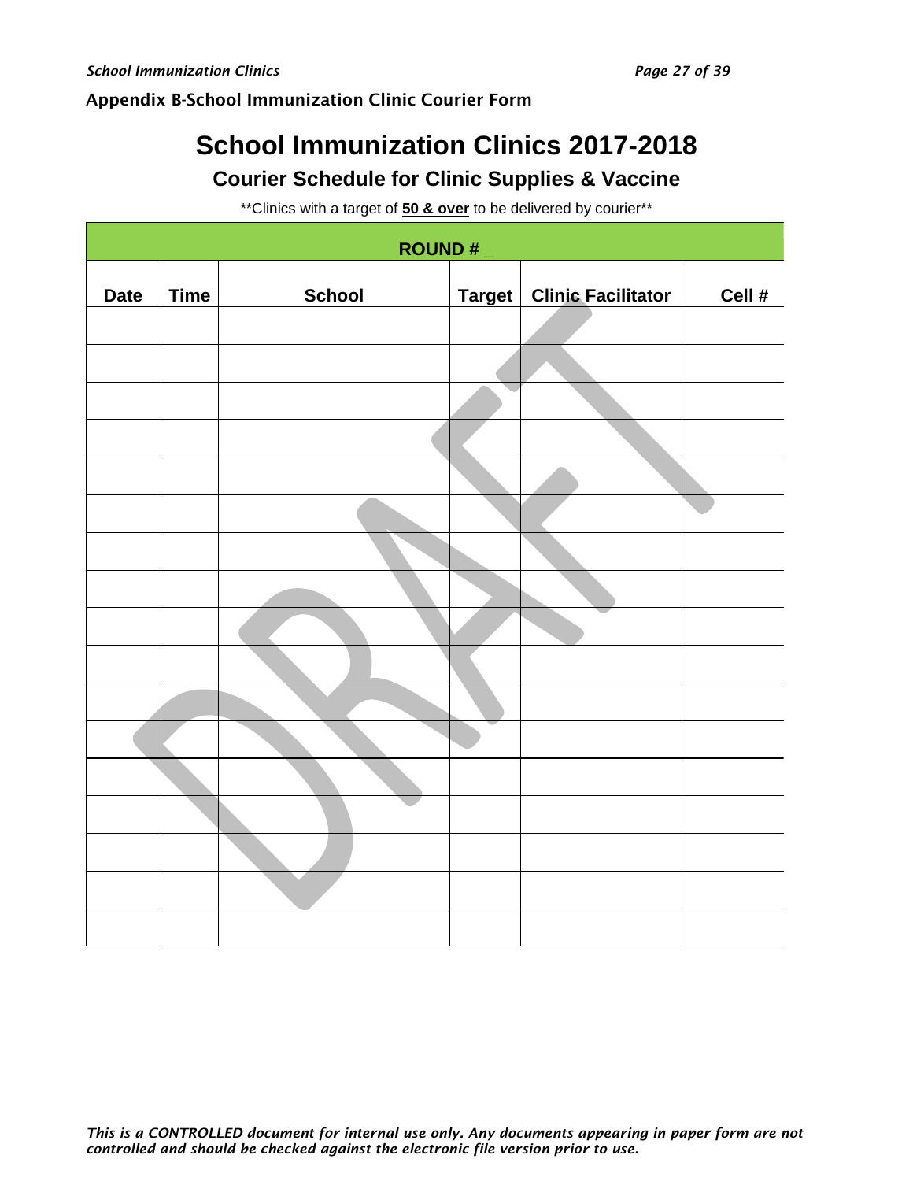## Appendix B-School Immunization Clinic Courier Form

# School Immunization Clinics 2017-2018

## Courier Schedule for Clinic Supplies & Vaccine

**Clinics with a target of **50 & over** to be delivered by courier**

| ROUND # _ | | | | | |
|---|---|---|---|---|---|
| **Date** | **Time** | **School** | **Target** | **Clinic Facilitator** | **Cell #** |
| | | | | | |
| | | | | | |
| | | | | | |
| | | | | | |
| | | | | | |
| | | | | | |
| | | | | | |
| | | | | | |
| | | | | | |
| | | | | | |
| | | | | | |
| | | | | | |
| | | | | | |
| | | | | | |
| | | | | | |
| | | | | | |
| | | | | | |

DRAFT

*This is a CONTROLLED document for internal use only. Any documents appearing in paper form are not controlled and should be checked against the electronic file version prior to use.*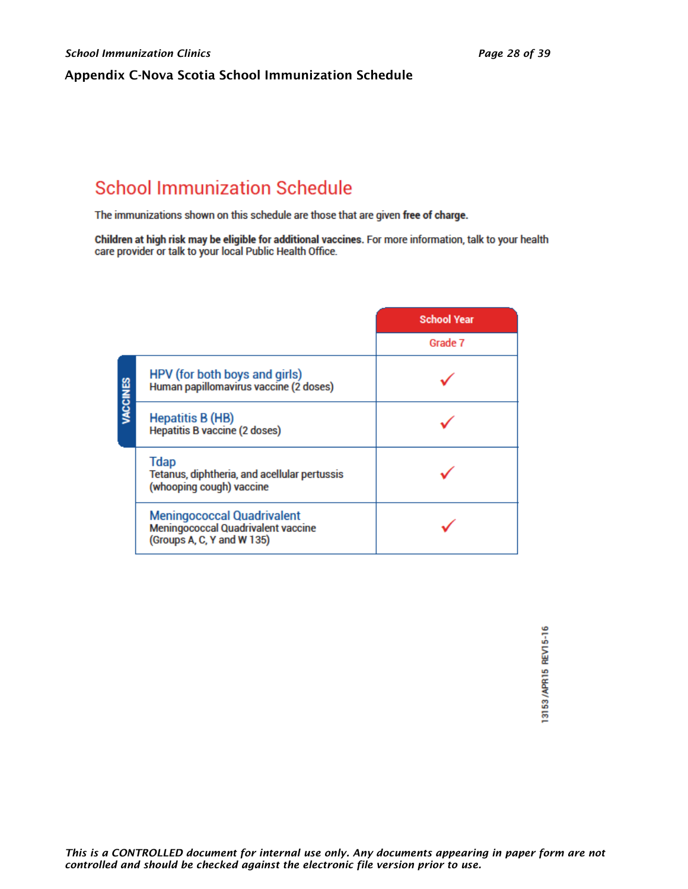## Appendix C-Nova Scotia School Immunization Schedule

# School Immunization Schedule

The immunizations shown on this schedule are those that are given **free of charge.**

**Children at high risk may be eligible for additional vaccines.** For more information, talk to your health care provider or talk to your local Public Health Office.

| VACCINES | School Year |
|---|---|
| | Grade 7 |
| **HPV (for both boys and girls)**<br>Human papillomavirus vaccine (2 doses) | ✓ |
| **Hepatitis B (HB)**<br>Hepatitis B vaccine (2 doses) | ✓ |
| **Tdap**<br>Tetanus, diphtheria, and acellular pertussis (whooping cough) vaccine | ✓ |
| **Meningococcal Quadrivalent**<br>Meningococcal Quadrivalent vaccine (Groups A, C, Y and W 135) | ✓ |

13153 /APR15 REV15-16

*This is a CONTROLLED document for internal use only. Any documents appearing in paper form are not controlled and should be checked against the electronic file version prior to use.*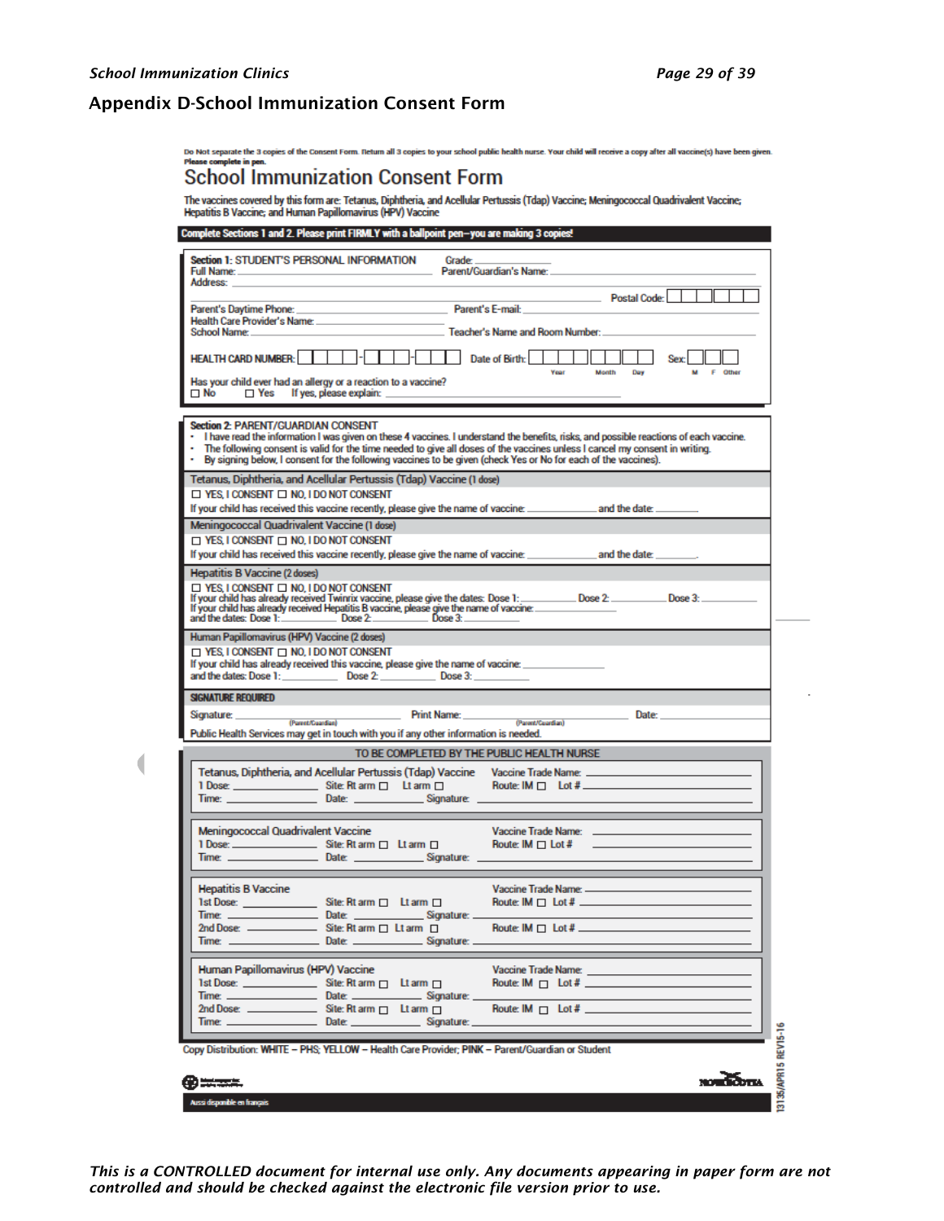## Appendix D-School Immunization Consent Form

Do Not separate the 3 copies of the Consent Form. Return all 3 copies to your school public health nurse. Your child will receive a copy after all vaccine(s) have been given.
**Please complete in pen.**

# School Immunization Consent Form

The vaccines covered by this form are: Tetanus, Diphtheria, and Acellular Pertussis (Tdap) Vaccine; Meningococcal Quadrivalent Vaccine; Hepatitis B Vaccine; and Human Papillomavirus (HPV) Vaccine

**Complete Sections 1 and 2. Please print FIRMLY with a ballpoint pen—you are making 3 copies!**

**Section 1:** STUDENT'S PERSONAL INFORMATION Grade: ________

Full Name: ____________________ Parent/Guardian's Name: ____________________

Address: ____________________ Postal Code: ☐☐☐☐☐☐

Parent's Daytime Phone: ____________________ Parent's E-mail: ____________________

Health Care Provider's Name: ____________________

School Name: ____________________ Teacher's Name and Room Number: ____________________

HEALTH CARD NUMBER: ☐☐☐☐-☐☐☐☐-☐☐☐ Date of Birth: Year ☐☐☐☐ Month ☐☐ Day ☐☐ Sex: M ☐ F ☐ Other ☐

Has your child ever had an allergy or a reaction to a vaccine?
☐ No ☐ Yes If yes, please explain: ____________________

**Section 2:** PARENT/GUARDIAN CONSENT

- I have read the information I was given on these 4 vaccines. I understand the benefits, risks, and possible reactions of each vaccine.
- The following consent is valid for the time needed to give all doses of the vaccines unless I cancel my consent in writing.
- By signing below, I consent for the following vaccines to be given (check Yes or No for each of the vaccines).

**Tetanus, Diphtheria, and Acellular Pertussis (Tdap) Vaccine (1 dose)**

☐ YES, I CONSENT ☐ NO, I DO NOT CONSENT

If your child has received this vaccine recently, please give the name of vaccine: __________ and the date: __________

**Meningococcal Quadrivalent Vaccine (1 dose)**

☐ YES, I CONSENT ☐ NO, I DO NOT CONSENT

If your child has received this vaccine recently, please give the name of vaccine: __________ and the date: __________.

**Hepatitis B Vaccine (2 doses)**

☐ YES, I CONSENT ☐ NO, I DO NOT CONSENT

If your child has already received Twinrix vaccine, please give the dates: Dose 1: __________ Dose 2: __________ Dose 3: __________

If your child has already received Hepatitis B vaccine, please give the name of vaccine: __________
and the dates: Dose 1: __________ Dose 2: __________ Dose 3: __________

**Human Papillomavirus (HPV) Vaccine (2 doses)**

☐ YES, I CONSENT ☐ NO, I DO NOT CONSENT

If your child has already received this vaccine, please give the name of vaccine: __________
and the dates: Dose 1: __________ Dose 2: __________ Dose 3: __________

**SIGNATURE REQUIRED**

Signature: __________ (Parent/Guardian) Print Name: __________ (Parent/Guardian) Date: __________

Public Health Services may get in touch with you if any other information is needed.

**TO BE COMPLETED BY THE PUBLIC HEALTH NURSE**

**Tetanus, Diphtheria, and Acellular Pertussis (Tdap) Vaccine** Vaccine Trade Name: __________
1 Dose: __________ Site: Rt arm ☐ Lt arm ☐ Route: IM ☐ Lot # __________
Time: __________ Date: __________ Signature: __________

**Meningococcal Quadrivalent Vaccine** Vaccine Trade Name: __________
1 Dose: __________ Site: Rt arm ☐ Lt arm ☐ Route: IM ☐ Lot # __________
Time: __________ Date: __________ Signature: __________

**Hepatitis B Vaccine** Vaccine Trade Name: __________
1st Dose: __________ Site: Rt arm ☐ Lt arm ☐ Route: IM ☐ Lot # __________
Time: __________ Date: __________ Signature: __________
2nd Dose: __________ Site: Rt arm ☐ Lt arm ☐ Route: IM ☐ Lot # __________
Time: __________ Date: __________ Signature: __________

**Human Papillomavirus (HPV) Vaccine** Vaccine Trade Name: __________
1st Dose: __________ Site: Rt arm ☐ Lt arm ☐ Route: IM ☐ Lot # __________
Time: __________ Date: __________ Signature: __________
2nd Dose: __________ Site: Rt arm ☐ Lt arm ☐ Route: IM ☐ Lot # __________
Time: __________ Date: __________ Signature: __________

Copy Distribution: **WHITE** – PHS; **YELLOW** – Health Care Provider; **PINK** – Parent/Guardian or Student

NOVA SCOTIA

Aussi disponible en français

13135/APR15 REV15-16

*This is a CONTROLLED document for internal use only. Any documents appearing in paper form are not controlled and should be checked against the electronic file version prior to use.*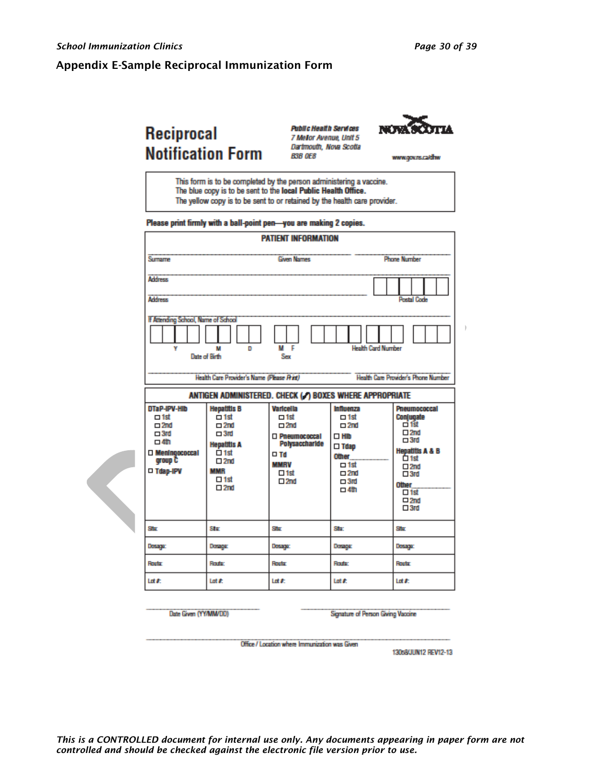## Appendix E-Sample Reciprocal Immunization Form

# Reciprocal Notification Form

**Public Health Services**
*7 Mellor Avenue, Unit 5*
*Dartmouth, Nova Scotia*
*B3B 0E8*

NOVA SCOTIA

www.gov.ns.ca/dhw

This form is to be completed by the person administering a vaccine.
The blue copy is to be sent to the **local Public Health Office.**
The yellow copy is to be sent to or retained by the health care provider.

**Please print firmly with a ball-point pen—you are making 2 copies.**

**PATIENT INFORMATION**

Surname ______ Given Names ______ Phone Number ______

Address ______

Address ______ Postal Code ______

If Attending School, Name of School ______

Date of Birth (Y M D) ______ Sex (M F) ______ Health Card Number ______

Health Care Provider's Name *(Please Print)* ______ Health Care Provider's Phone Number ______

**ANTIGEN ADMINISTERED. CHECK (✓) BOXES WHERE APPROPRIATE**

| **DTaP-IPV-Hib** ☐ 1st ☐ 2nd ☐ 3rd ☐ 4th<br>☐ **Meningococcal group C**<br>☐ **Tdap-IPV** | **Hepatitis B** ☐ 1st ☐ 2nd ☐ 3rd<br>**Hepatitis A** ☐ 1st ☐ 2nd<br>**MMR** ☐ 1st ☐ 2nd | **Varicella** ☐ 1st ☐ 2nd<br>☐ **Pneumococcal Polysaccharide**<br>☐ **Td**<br>**MMRV** ☐ 1st ☐ 2nd | **Influenza** ☐ 1st ☐ 2nd<br>☐ **Hib**<br>☐ **Tdap**<br>**Other**______ ☐ 1st ☐ 2nd ☐ 3rd ☐ 4th | **Pneumococcal Conjugate** ☐ 1st ☐ 2nd ☐ 3rd<br>**Hepatitis A & B** ☐ 1st ☐ 2nd ☐ 3rd<br>**Other**______ ☐ 1st ☐ 2nd ☐ 3rd |
|---|---|---|---|---|
| Site: | Site: | Site: | Site: | Site: |
| Dosage: | Dosage: | Dosage: | Dosage: | Dosage: |
| Route: | Route: | Route: | Route: | Route: |
| Lot #: | Lot #: | Lot #: | Lot #: | Lot #: |

Date Given (YY/MM/DD) ______ Signature of Person Giving Vaccine ______

Office / Location where Immunization was Given ______

13068/JUN12 REV12-13

*This is a CONTROLLED document for internal use only. Any documents appearing in paper form are not controlled and should be checked against the electronic file version prior to use.*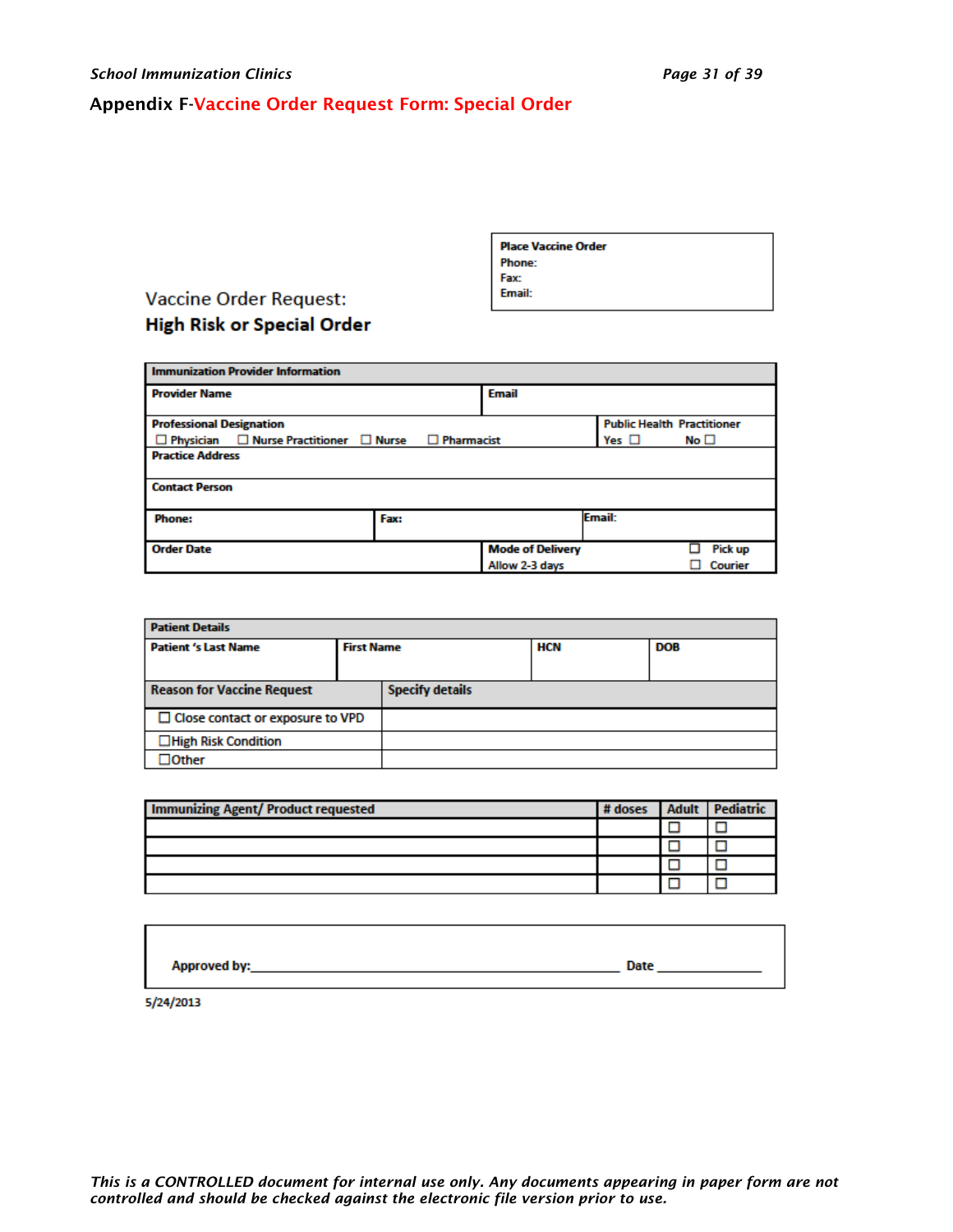## Appendix F-Vaccine Order Request Form: Special Order

| Place Vaccine Order |
|---|
| Phone: |
| Fax: |
| Email: |

### Vaccine Order Request:
### High Risk or Special Order

| Immunization Provider Information | | | |
|---|---|---|---|
| Provider Name | | Email | |
| Professional Designation<br>☐ Physician ☐ Nurse Practitioner ☐ Nurse ☐ Pharmacist | | | Public Health Practitioner<br>Yes ☐ No ☐ |
| Practice Address | | | |
| Contact Person | | | |
| Phone: | Fax: | | Email: |
| Order Date | | Mode of Delivery<br>Allow 2-3 days | ☐ Pick up<br>☐ Courier |

| Patient Details | | | |
|---|---|---|---|
| Patient 's Last Name | First Name | HCN | DOB |

| Reason for Vaccine Request | Specify details |
|---|---|
| ☐ Close contact or exposure to VPD | |
| ☐High Risk Condition | |
| ☐Other | |

| Immunizing Agent/ Product requested | # doses | Adult | Pediatric |
|---|---|---|---|
| | | ☐ | ☐ |
| | | ☐ | ☐ |
| | | ☐ | ☐ |
| | | ☐ | ☐ |

Approved by:______________________________ Date ____________

5/24/2013

*This is a CONTROLLED document for internal use only. Any documents appearing in paper form are not controlled and should be checked against the electronic file version prior to use.*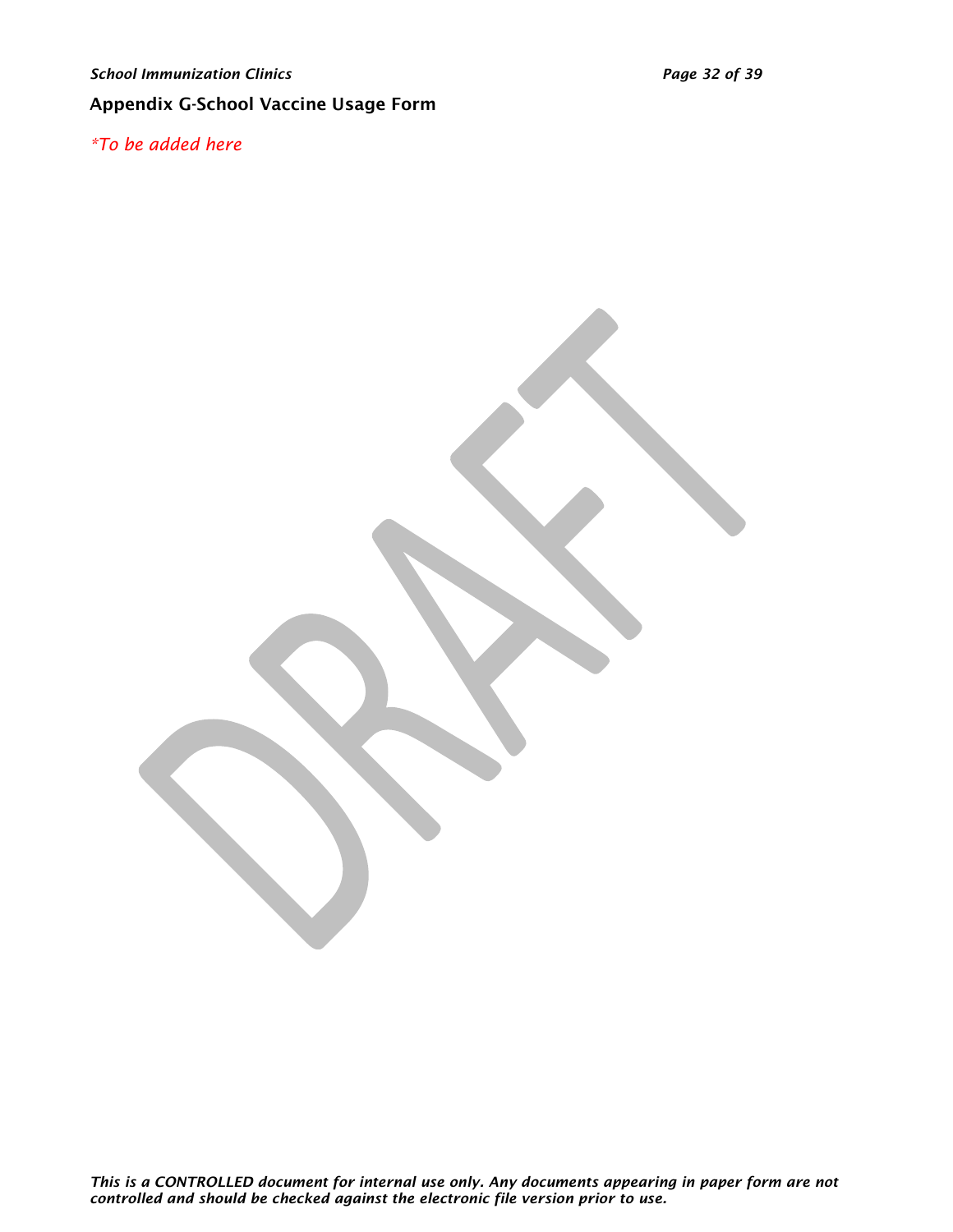## Appendix G-School Vaccine Usage Form

*\*To be added here*

*This is a CONTROLLED document for internal use only. Any documents appearing in paper form are not controlled and should be checked against the electronic file version prior to use.*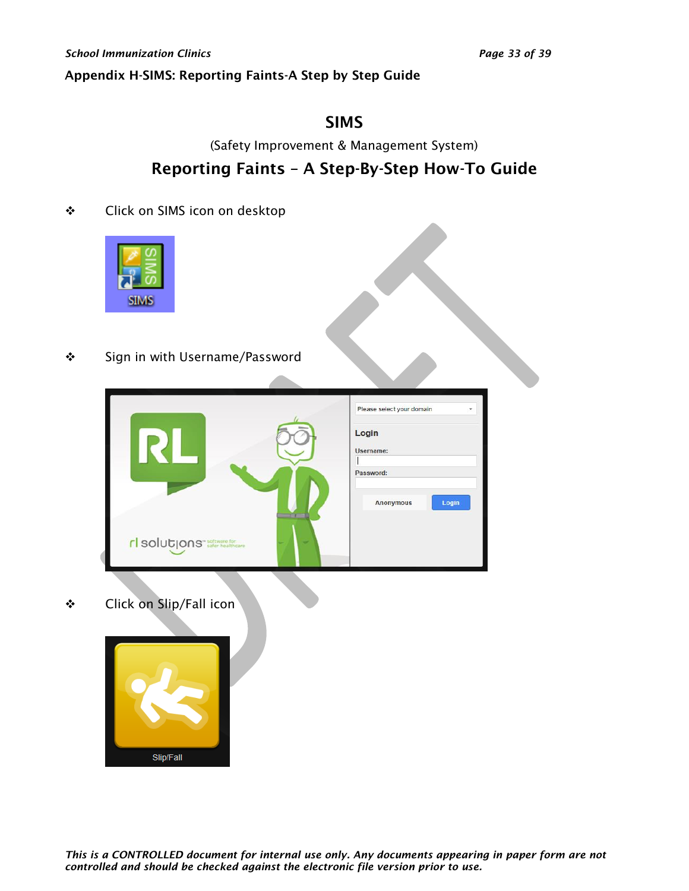## Appendix H-SIMS: Reporting Faints-A Step by Step Guide

# SIMS

(Safety Improvement & Management System)

## Reporting Faints – A Step-By-Step How-To Guide

- Click on SIMS icon on desktop

- Sign in with Username/Password

- Click on Slip/Fall icon

*This is a CONTROLLED document for internal use only. Any documents appearing in paper form are not controlled and should be checked against the electronic file version prior to use.*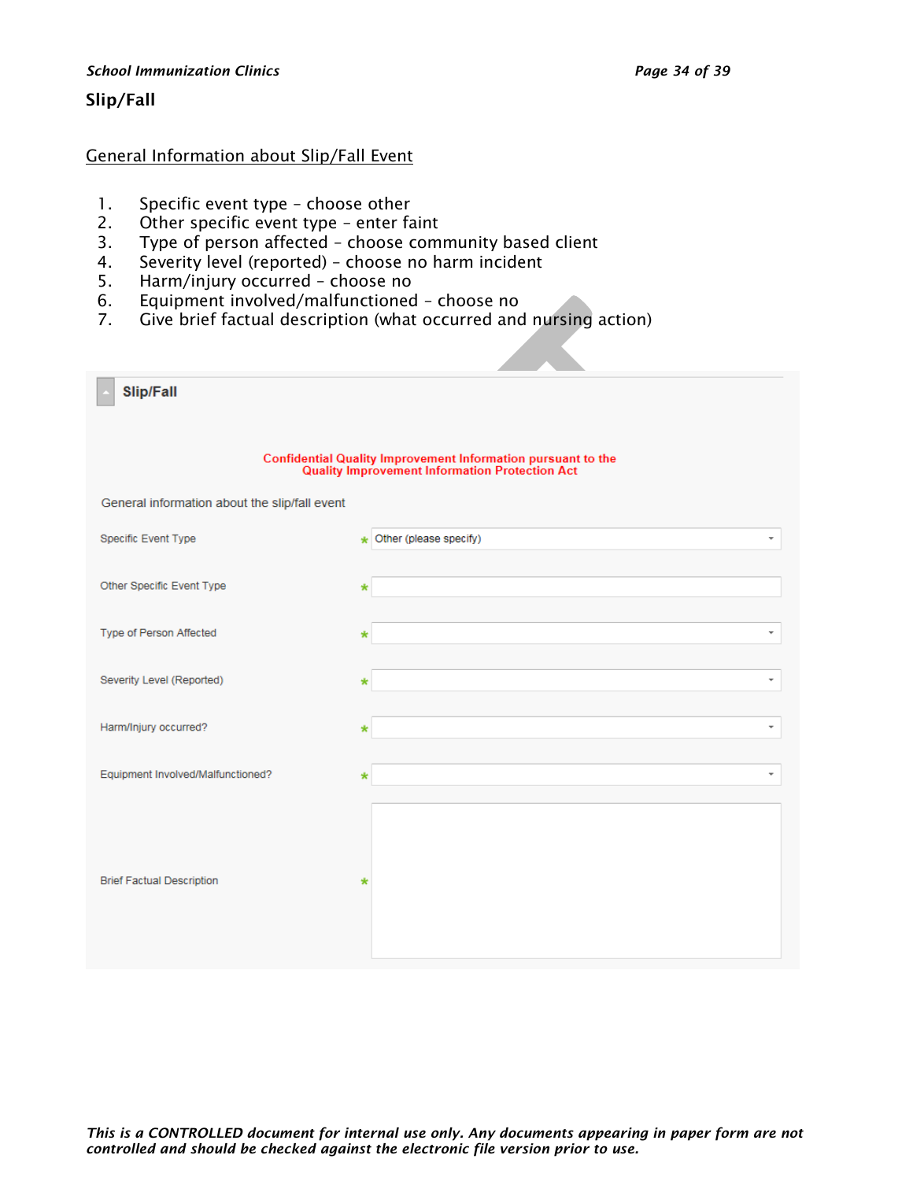## Slip/Fall

General Information about Slip/Fall Event

1. Specific event type – choose other
2. Other specific event type – enter faint
3. Type of person affected – choose community based client
4. Severity level (reported) – choose no harm incident
5. Harm/injury occurred – choose no
6. Equipment involved/malfunctioned – choose no
7. Give brief factual description (what occurred and nursing action)

**Slip/Fall**

**Confidential Quality Improvement Information pursuant to the Quality Improvement Information Protection Act**

General information about the slip/fall event

| Field | | Value |
| --- | --- | --- |
| Specific Event Type | * | Other (please specify) |
| Other Specific Event Type | * | |
| Type of Person Affected | * | |
| Severity Level (Reported) | * | |
| Harm/Injury occurred? | * | |
| Equipment Involved/Malfunctioned? | * | |
| Brief Factual Description | * | |

*This is a CONTROLLED document for internal use only. Any documents appearing in paper form are not controlled and should be checked against the electronic file version prior to use.*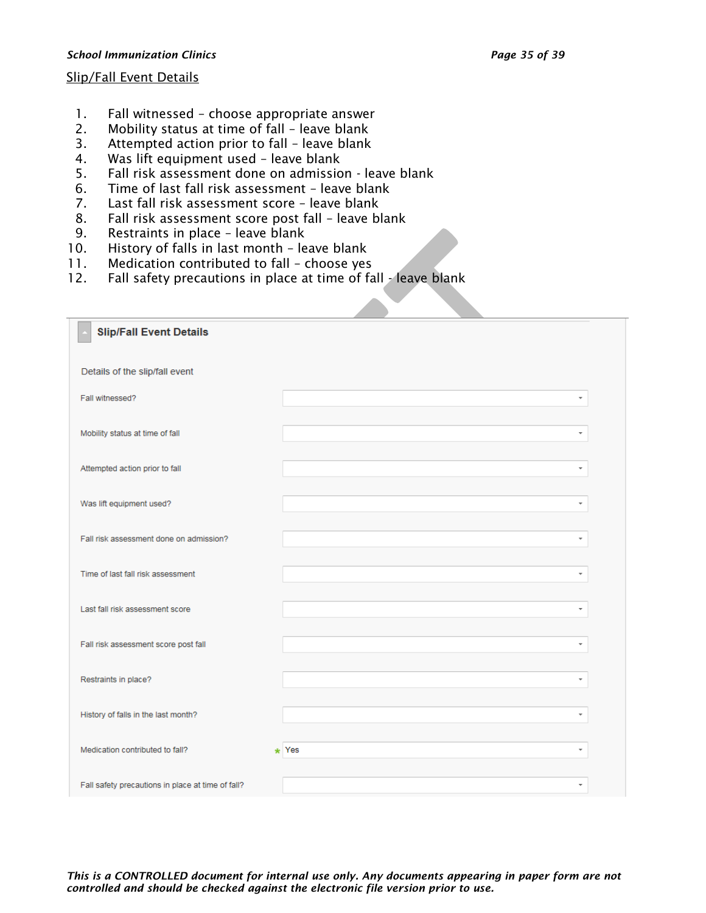Slip/Fall Event Details

1. Fall witnessed – choose appropriate answer
2. Mobility status at time of fall – leave blank
3. Attempted action prior to fall – leave blank
4. Was lift equipment used – leave blank
5. Fall risk assessment done on admission - leave blank
6. Time of last fall risk assessment – leave blank
7. Last fall risk assessment score – leave blank
8. Fall risk assessment score post fall – leave blank
9. Restraints in place – leave blank
10. History of falls in last month – leave blank
11. Medication contributed to fall – choose yes
12. Fall safety precautions in place at time of fall – leave blank

**Slip/Fall Event Details**

Details of the slip/fall event

| Field | Value |
| --- | --- |
| Fall witnessed? | |
| Mobility status at time of fall | |
| Attempted action prior to fall | |
| Was lift equipment used? | |
| Fall risk assessment done on admission? | |
| Time of last fall risk assessment | |
| Last fall risk assessment score | |
| Fall risk assessment score post fall | |
| Restraints in place? | |
| History of falls in the last month? | |
| Medication contributed to fall? | * Yes |
| Fall safety precautions in place at time of fall? | |

*This is a CONTROLLED document for internal use only. Any documents appearing in paper form are not controlled and should be checked against the electronic file version prior to use.*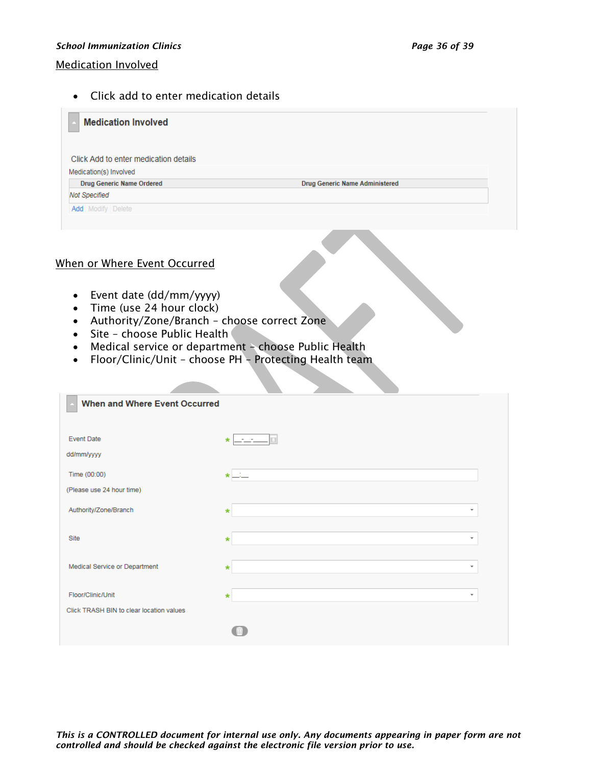## Medication Involved

- Click add to enter medication details

**Medication Involved**

Click Add to enter medication details

Medication(s) Involved

| Drug Generic Name Ordered | Drug Generic Name Administered |
|---|---|
| *Not Specified* | |

Add | Modify | Delete

## When or Where Event Occurred

- Event date (dd/mm/yyyy)
- Time (use 24 hour clock)
- Authority/Zone/Branch – choose correct Zone
- Site – choose Public Health
- Medical service or department – choose Public Health
- Floor/Clinic/Unit – choose PH – Protecting Health team

**When and Where Event Occurred**

Event Date *
dd/mm/yyyy

Time (00:00) *
(Please use 24 hour time)

Authority/Zone/Branch *

Site *

Medical Service or Department *

Floor/Clinic/Unit *

Click TRASH BIN to clear location values

*This is a CONTROLLED document for internal use only. Any documents appearing in paper form are not controlled and should be checked against the electronic file version prior to use.*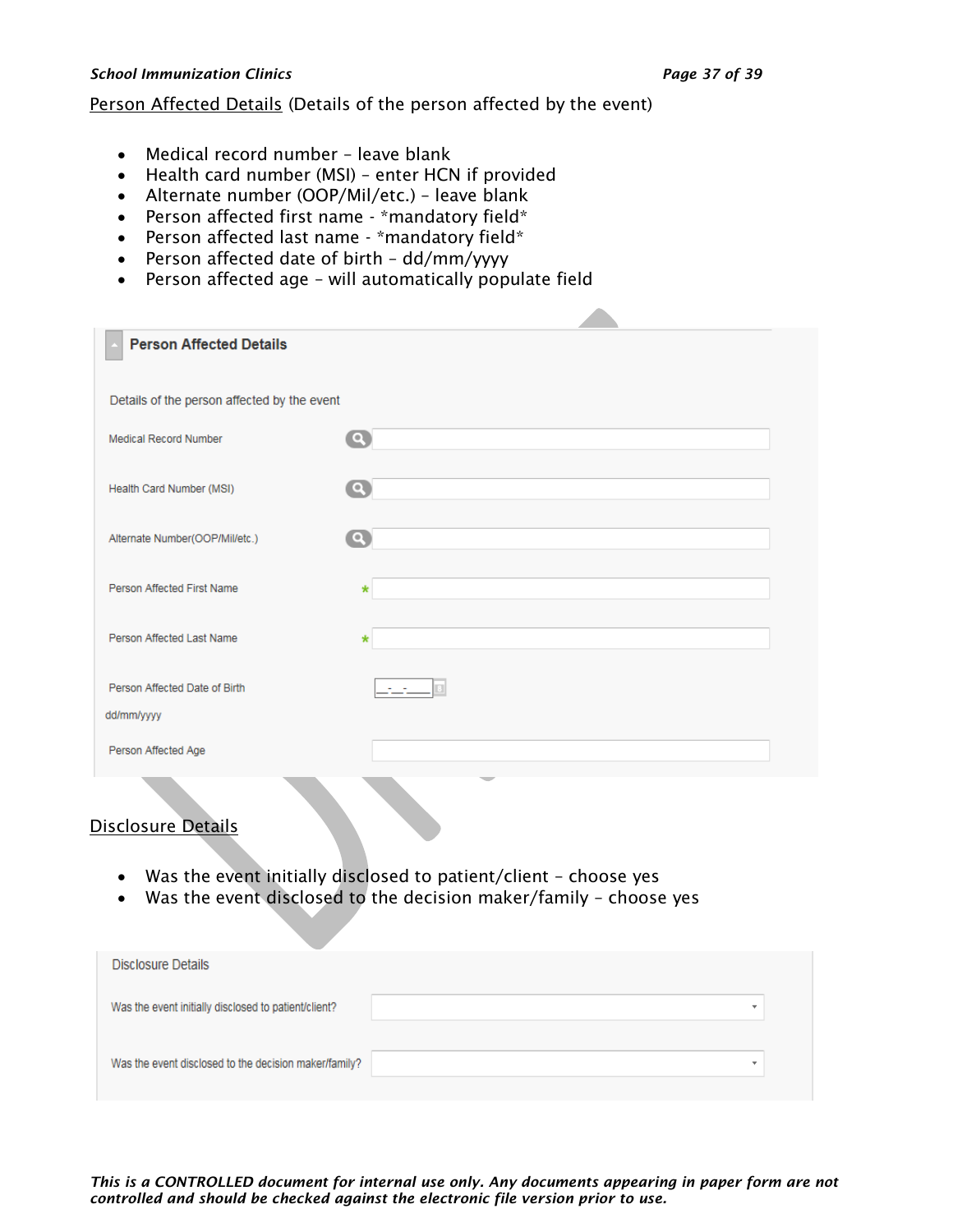Person Affected Details (Details of the person affected by the event)

- Medical record number – leave blank
- Health card number (MSI) – enter HCN if provided
- Alternate number (OOP/Mil/etc.) – leave blank
- Person affected first name - *mandatory field*
- Person affected last name - *mandatory field*
- Person affected date of birth – dd/mm/yyyy
- Person affected age – will automatically populate field

**Person Affected Details**

Details of the person affected by the event

| Field | |
|---|---|
| Medical Record Number | |
| Health Card Number (MSI) | |
| Alternate Number(OOP/Mil/etc.) | |
| Person Affected First Name * | |
| Person Affected Last Name * | |
| Person Affected Date of Birth dd/mm/yyyy | __-__-____ |
| Person Affected Age | |

Disclosure Details

- Was the event initially disclosed to patient/client – choose yes
- Was the event disclosed to the decision maker/family – choose yes

Disclosure Details

| Field | |
|---|---|
| Was the event initially disclosed to patient/client? | |
| Was the event disclosed to the decision maker/family? | |

*This is a CONTROLLED document for internal use only. Any documents appearing in paper form are not controlled and should be checked against the electronic file version prior to use.*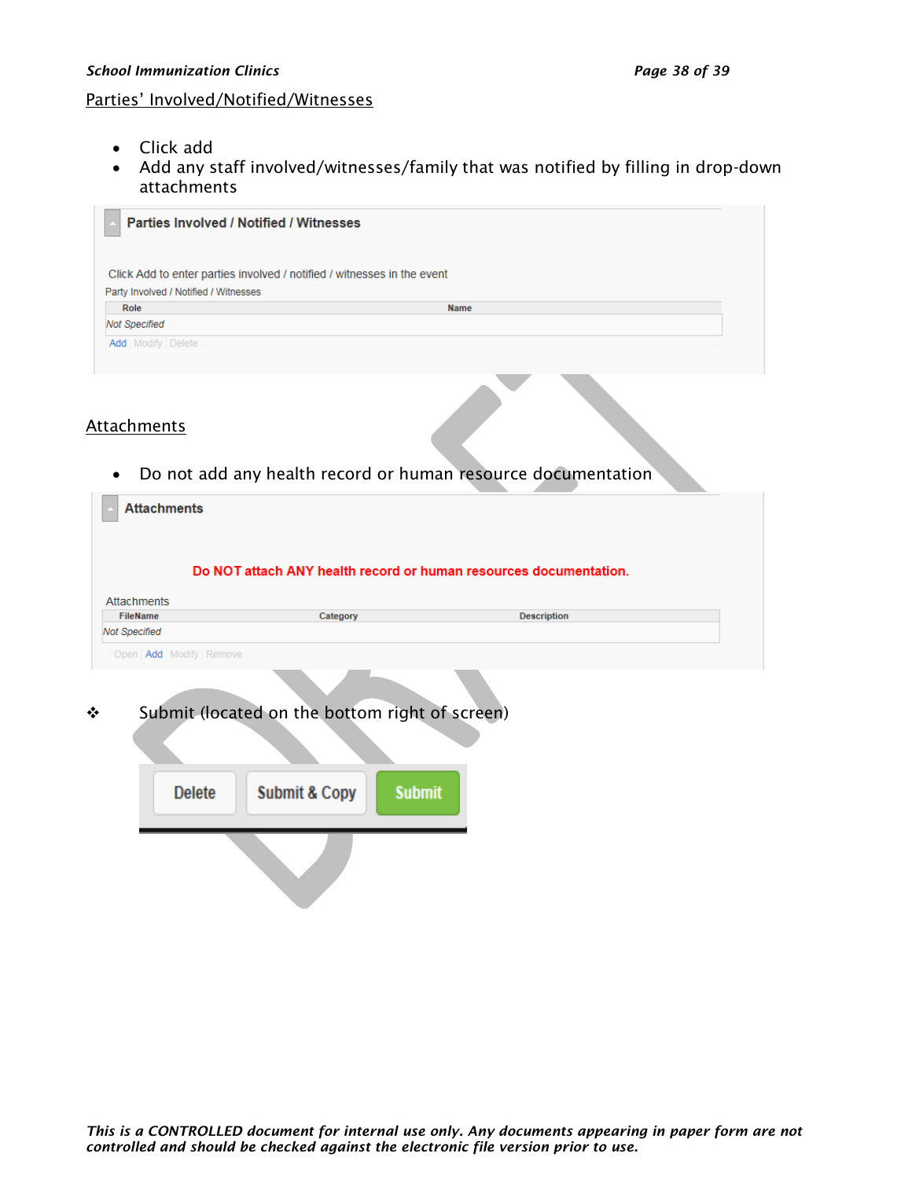Parties' Involved/Notified/Witnesses

- Click add
- Add any staff involved/witnesses/family that was notified by filling in drop-down attachments

**Parties Involved / Notified / Witnesses**

Click Add to enter parties involved / notified / witnesses in the event

Party Involved / Notified / Witnesses

| Role | Name |
| --- | --- |
| *Not Specified* | |

Add | Modify | Delete

Attachments

- Do not add any health record or human resource documentation

**Attachments**

**Do NOT attach ANY health record or human resources documentation.**

Attachments

| FileName | Category | Description |
| --- | --- | --- |
| *Not Specified* | | |

Open | Add | Modify | Remove

❖ Submit (located on the bottom right of screen)

Delete | Submit & Copy | Submit

*This is a CONTROLLED document for internal use only. Any documents appearing in paper form are not controlled and should be checked against the electronic file version prior to use.*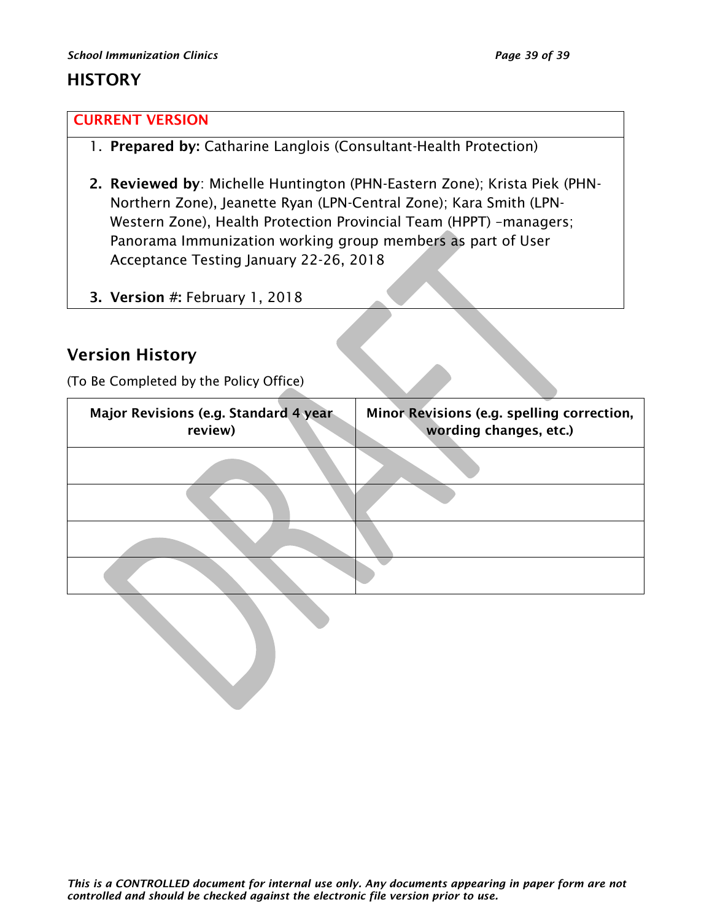# HISTORY

| CURRENT VERSION |
| --- |
| 1. **Prepared by:** Catharine Langlois (Consultant-Health Protection)<br><br>2. **Reviewed by**: Michelle Huntington (PHN-Eastern Zone); Krista Piek (PHN-Northern Zone), Jeanette Ryan (LPN-Central Zone); Kara Smith (LPN-Western Zone), Health Protection Provincial Team (HPPT) –managers; Panorama Immunization working group members as part of User Acceptance Testing January 22-26, 2018<br><br>3. **Version #:** February 1, 2018 |

## Version History

(To Be Completed by the Policy Office)

| Major Revisions (e.g. Standard 4 year review) | Minor Revisions (e.g. spelling correction, wording changes, etc.) |
| --- | --- |
| | |
| | |
| | |
| | |

*This is a CONTROLLED document for internal use only. Any documents appearing in paper form are not controlled and should be checked against the electronic file version prior to use.*